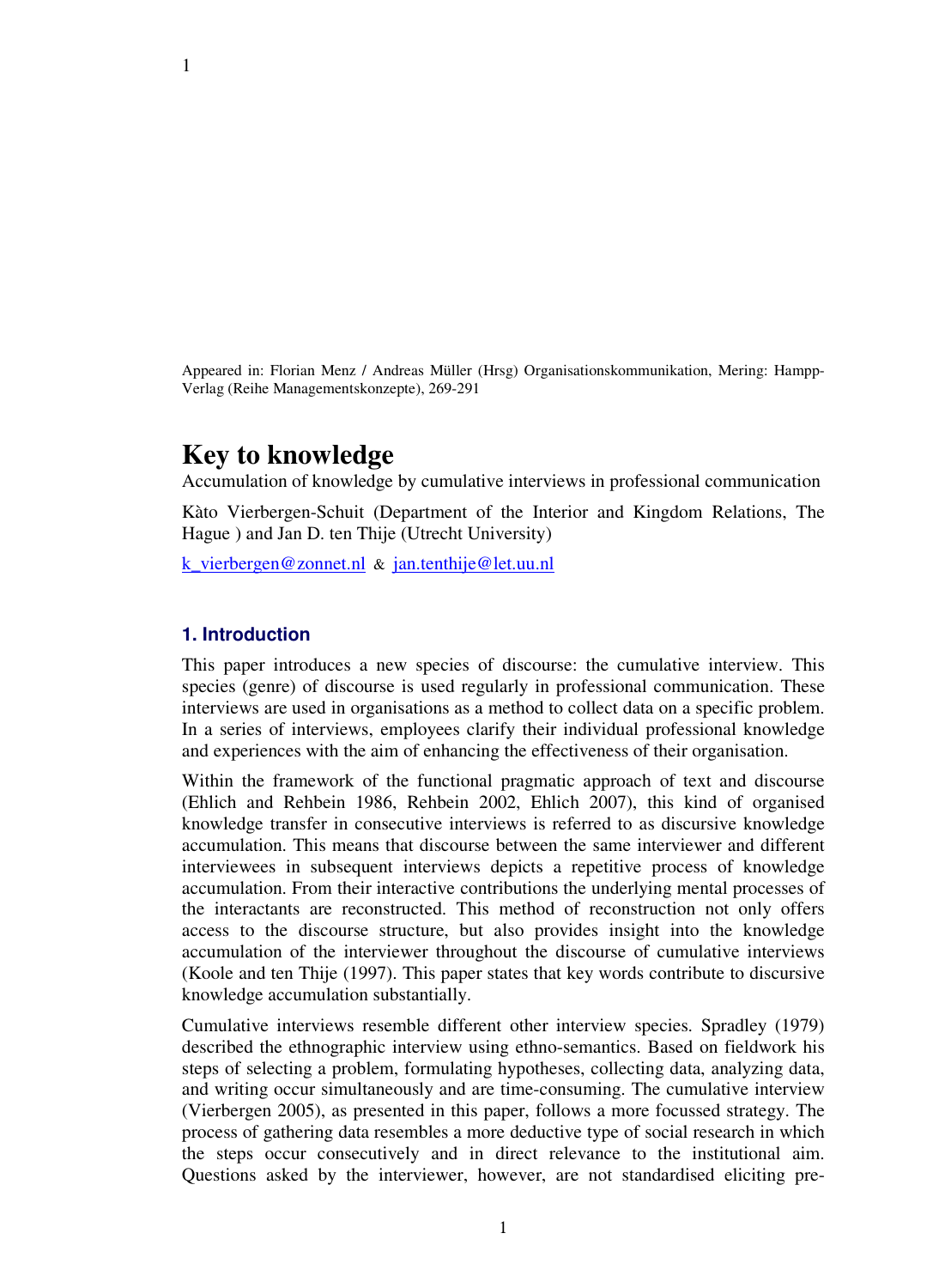Appeared in: Florian Menz / Andreas Müller (Hrsg) Organisationskommunikation, Mering: Hampp-Verlag (Reihe Managementskonzepte), 269-291

# Key to knowledge

Accumulation of knowledge by cumulative interviews in professional communication

Kàto Vierbergen-Schuit (Department of the Interior and Kingdom Relations, The Hague ) and Jan D. ten Thije (Utrecht University)

k_vierbergen@zonnet.nl & jan.tenthije@let.uu.nl

## 1. Introduction

This paper introduces a new species of discourse: the cumulative interview. This species (genre) of discourse is used regularly in professional communication. These interviews are used in organisations as a method to collect data on a specific problem. In a series of interviews, employees clarify their individual professional knowledge and experiences with the aim of enhancing the effectiveness of their organisation.

Within the framework of the functional pragmatic approach of text and discourse (Ehlich and Rehbein 1986, Rehbein 2002, Ehlich 2007), this kind of organised knowledge transfer in consecutive interviews is referred to as discursive knowledge accumulation. This means that discourse between the same interviewer and different interviewees in subsequent interviews depicts a repetitive process of knowledge accumulation. From their interactive contributions the underlying mental processes of the interactants are reconstructed. This method of reconstruction not only offers access to the discourse structure, but also provides insight into the knowledge accumulation of the interviewer throughout the discourse of cumulative interviews (Koole and ten Thije (1997). This paper states that key words contribute to discursive knowledge accumulation substantially.

Cumulative interviews resemble different other interview species. Spradley (1979) described the ethnographic interview using ethno-semantics. Based on fieldwork his steps of selecting a problem, formulating hypotheses, collecting data, analyzing data, and writing occur simultaneously and are time-consuming. The cumulative interview (Vierbergen 2005), as presented in this paper, follows a more focussed strategy. The process of gathering data resembles a more deductive type of social research in which the steps occur consecutively and in direct relevance to the institutional aim. Questions asked by the interviewer, however, are not standardised eliciting pre-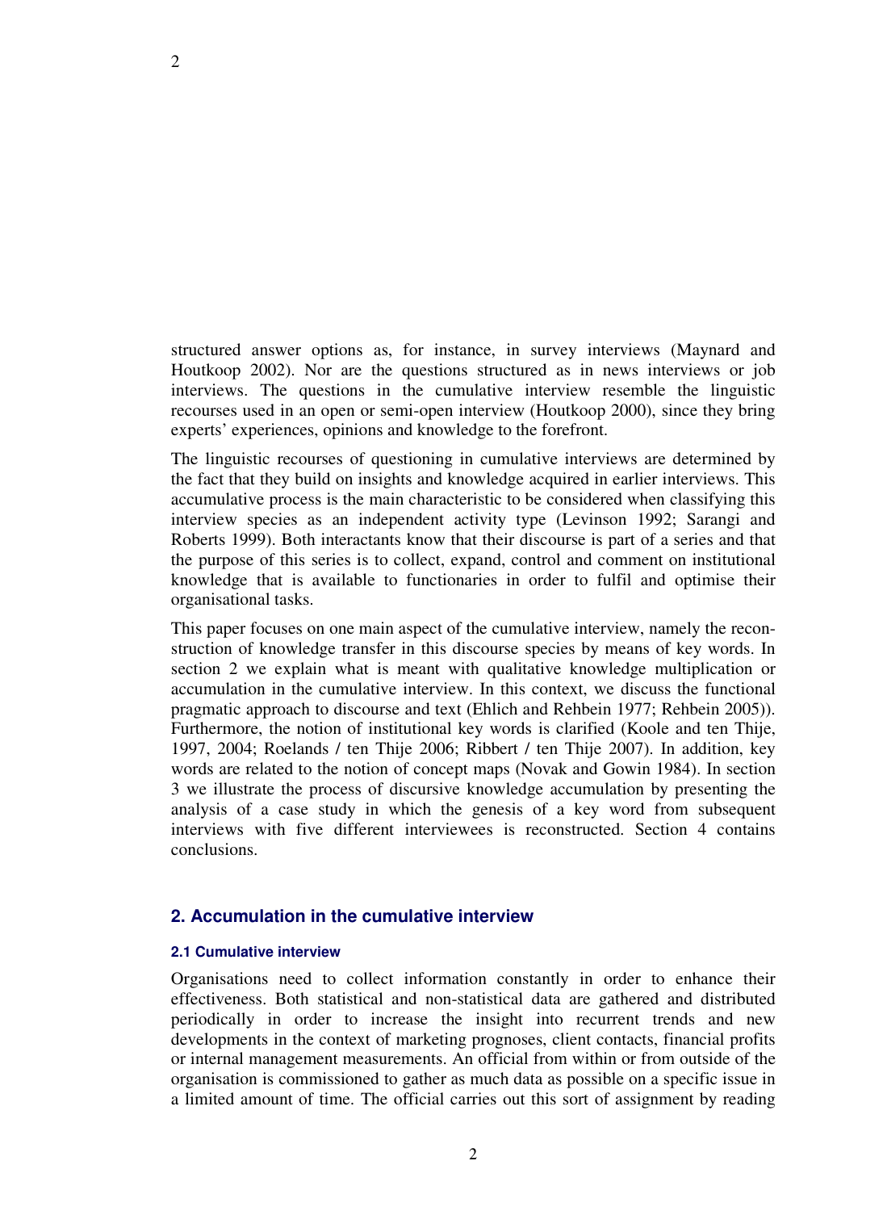structured answer options as, for instance, in survey interviews (Maynard and Houtkoop 2002). Nor are the questions structured as in news interviews or job interviews. The questions in the cumulative interview resemble the linguistic recourses used in an open or semi-open interview (Houtkoop 2000), since they bring experts' experiences, opinions and knowledge to the forefront.

The linguistic recourses of questioning in cumulative interviews are determined by the fact that they build on insights and knowledge acquired in earlier interviews. This accumulative process is the main characteristic to be considered when classifying this interview species as an independent activity type (Levinson 1992; Sarangi and Roberts 1999). Both interactants know that their discourse is part of a series and that the purpose of this series is to collect, expand, control and comment on institutional knowledge that is available to functionaries in order to fulfil and optimise their organisational tasks.

This paper focuses on one main aspect of the cumulative interview, namely the reconstruction of knowledge transfer in this discourse species by means of key words. In section 2 we explain what is meant with qualitative knowledge multiplication or accumulation in the cumulative interview. In this context, we discuss the functional pragmatic approach to discourse and text (Ehlich and Rehbein 1977; Rehbein 2005)). Furthermore, the notion of institutional key words is clarified (Koole and ten Thije, 1997, 2004; Roelands / ten Thije 2006; Ribbert / ten Thije 2007). In addition, key words are related to the notion of concept maps (Novak and Gowin 1984). In section 3 we illustrate the process of discursive knowledge accumulation by presenting the analysis of a case study in which the genesis of a key word from subsequent interviews with five different interviewees is reconstructed. Section 4 contains conclusions.

## 2. Accumulation in the cumulative interview

### 2.1 Cumulative interview

Organisations need to collect information constantly in order to enhance their effectiveness. Both statistical and non-statistical data are gathered and distributed periodically in order to increase the insight into recurrent trends and new developments in the context of marketing prognoses, client contacts, financial profits or internal management measurements. An official from within or from outside of the organisation is commissioned to gather as much data as possible on a specific issue in a limited amount of time. The official carries out this sort of assignment by reading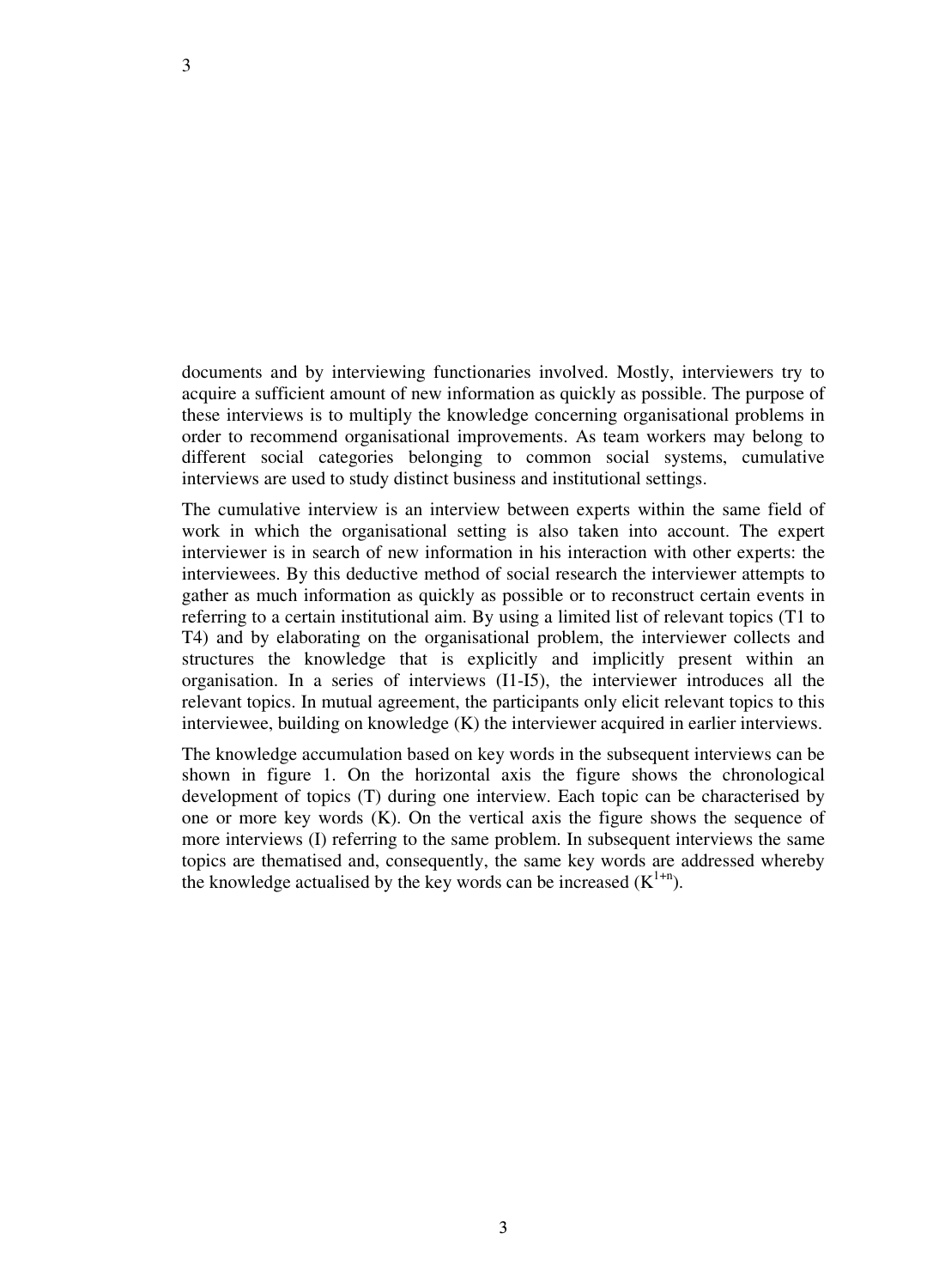documents and by interviewing functionaries involved. Mostly, interviewers try to acquire a sufficient amount of new information as quickly as possible. The purpose of these interviews is to multiply the knowledge concerning organisational problems in order to recommend organisational improvements. As team workers may belong to different social categories belonging to common social systems, cumulative interviews are used to study distinct business and institutional settings.

The cumulative interview is an interview between experts within the same field of work in which the organisational setting is also taken into account. The expert interviewer is in search of new information in his interaction with other experts: the interviewees. By this deductive method of social research the interviewer attempts to gather as much information as quickly as possible or to reconstruct certain events in referring to a certain institutional aim. By using a limited list of relevant topics (T1 to T4) and by elaborating on the organisational problem, the interviewer collects and structures the knowledge that is explicitly and implicitly present within an organisation. In a series of interviews (I1-I5), the interviewer introduces all the relevant topics. In mutual agreement, the participants only elicit relevant topics to this interviewee, building on knowledge (K) the interviewer acquired in earlier interviews.

The knowledge accumulation based on key words in the subsequent interviews can be shown in figure 1. On the horizontal axis the figure shows the chronological development of topics (T) during one interview. Each topic can be characterised by one or more key words (K). On the vertical axis the figure shows the sequence of more interviews (I) referring to the same problem. In subsequent interviews the same topics are thematised and, consequently, the same key words are addressed whereby the knowledge actualised by the key words can be increased ($K^{1+n}$).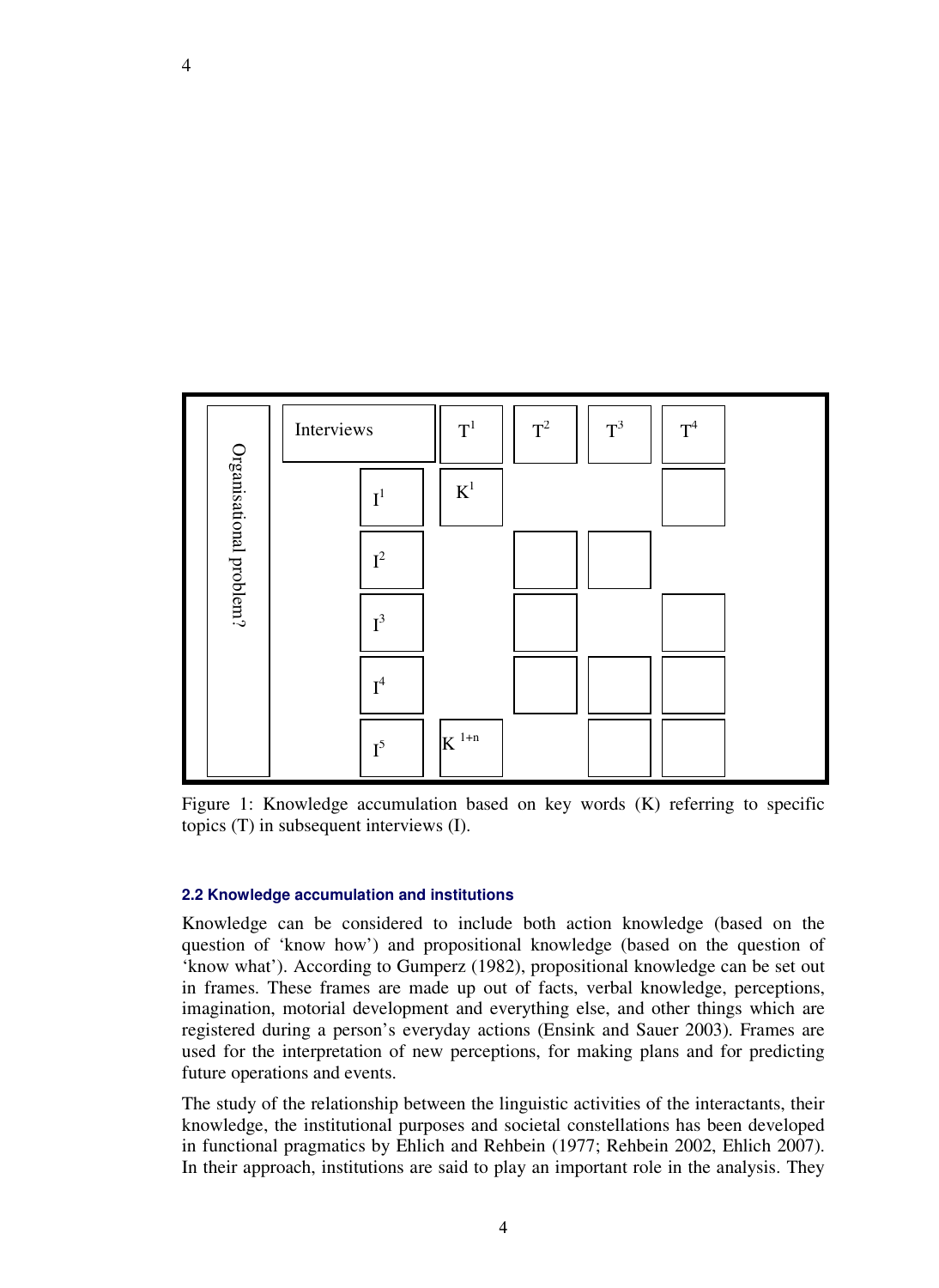| Organisational problem? | Interviews | $T^1$ | $T^2$ | $T^3$ | $T^4$ |
|---|---|---|---|---|---|
| | $I^1$ | $K^1$ | | | |
| | $I^2$ | | | | |
| | $I^3$ | | | | |
| | $I^4$ | | | | |
| | $I^5$ | $K^{1+n}$ | | | |

Figure 1: Knowledge accumulation based on key words (K) referring to specific topics (T) in subsequent interviews (I).

### 2.2 Knowledge accumulation and institutions

Knowledge can be considered to include both action knowledge (based on the question of 'know how') and propositional knowledge (based on the question of 'know what'). According to Gumperz (1982), propositional knowledge can be set out in frames. These frames are made up out of facts, verbal knowledge, perceptions, imagination, motorial development and everything else, and other things which are registered during a person's everyday actions (Ensink and Sauer 2003). Frames are used for the interpretation of new perceptions, for making plans and for predicting future operations and events.

The study of the relationship between the linguistic activities of the interactants, their knowledge, the institutional purposes and societal constellations has been developed in functional pragmatics by Ehlich and Rehbein (1977; Rehbein 2002, Ehlich 2007). In their approach, institutions are said to play an important role in the analysis. They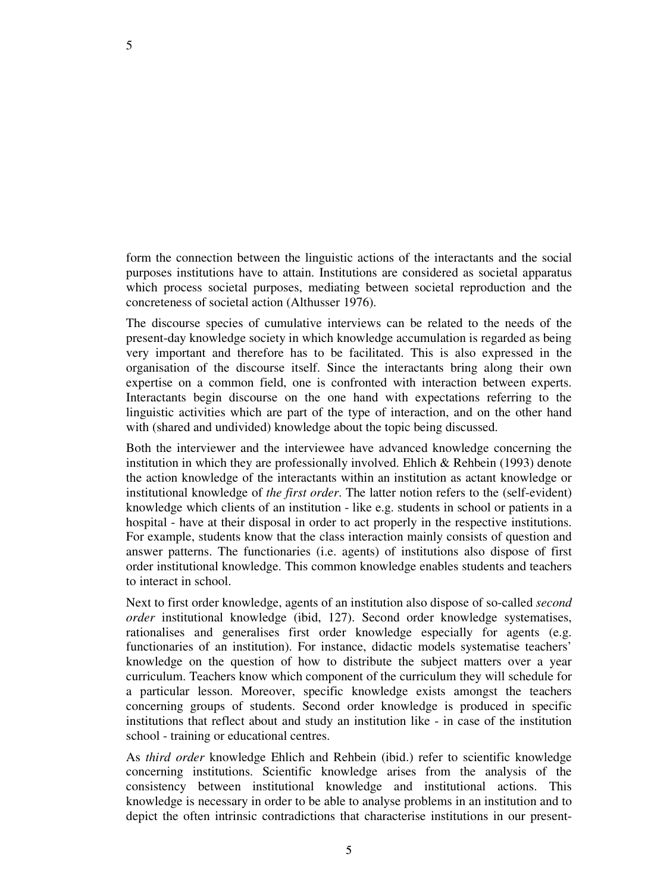form the connection between the linguistic actions of the interactants and the social purposes institutions have to attain. Institutions are considered as societal apparatus which process societal purposes, mediating between societal reproduction and the concreteness of societal action (Althusser 1976).

The discourse species of cumulative interviews can be related to the needs of the present-day knowledge society in which knowledge accumulation is regarded as being very important and therefore has to be facilitated. This is also expressed in the organisation of the discourse itself. Since the interactants bring along their own expertise on a common field, one is confronted with interaction between experts. Interactants begin discourse on the one hand with expectations referring to the linguistic activities which are part of the type of interaction, and on the other hand with (shared and undivided) knowledge about the topic being discussed.

Both the interviewer and the interviewee have advanced knowledge concerning the institution in which they are professionally involved. Ehlich & Rehbein (1993) denote the action knowledge of the interactants within an institution as actant knowledge or institutional knowledge of *the first order*. The latter notion refers to the (self-evident) knowledge which clients of an institution - like e.g. students in school or patients in a hospital - have at their disposal in order to act properly in the respective institutions. For example, students know that the class interaction mainly consists of question and answer patterns. The functionaries (i.e. agents) of institutions also dispose of first order institutional knowledge. This common knowledge enables students and teachers to interact in school.

Next to first order knowledge, agents of an institution also dispose of so-called *second order* institutional knowledge (ibid, 127). Second order knowledge systematises, rationalises and generalises first order knowledge especially for agents (e.g. functionaries of an institution). For instance, didactic models systematise teachers' knowledge on the question of how to distribute the subject matters over a year curriculum. Teachers know which component of the curriculum they will schedule for a particular lesson. Moreover, specific knowledge exists amongst the teachers concerning groups of students. Second order knowledge is produced in specific institutions that reflect about and study an institution like - in case of the institution school - training or educational centres.

As *third order* knowledge Ehlich and Rehbein (ibid.) refer to scientific knowledge concerning institutions. Scientific knowledge arises from the analysis of the consistency between institutional knowledge and institutional actions. This knowledge is necessary in order to be able to analyse problems in an institution and to depict the often intrinsic contradictions that characterise institutions in our present-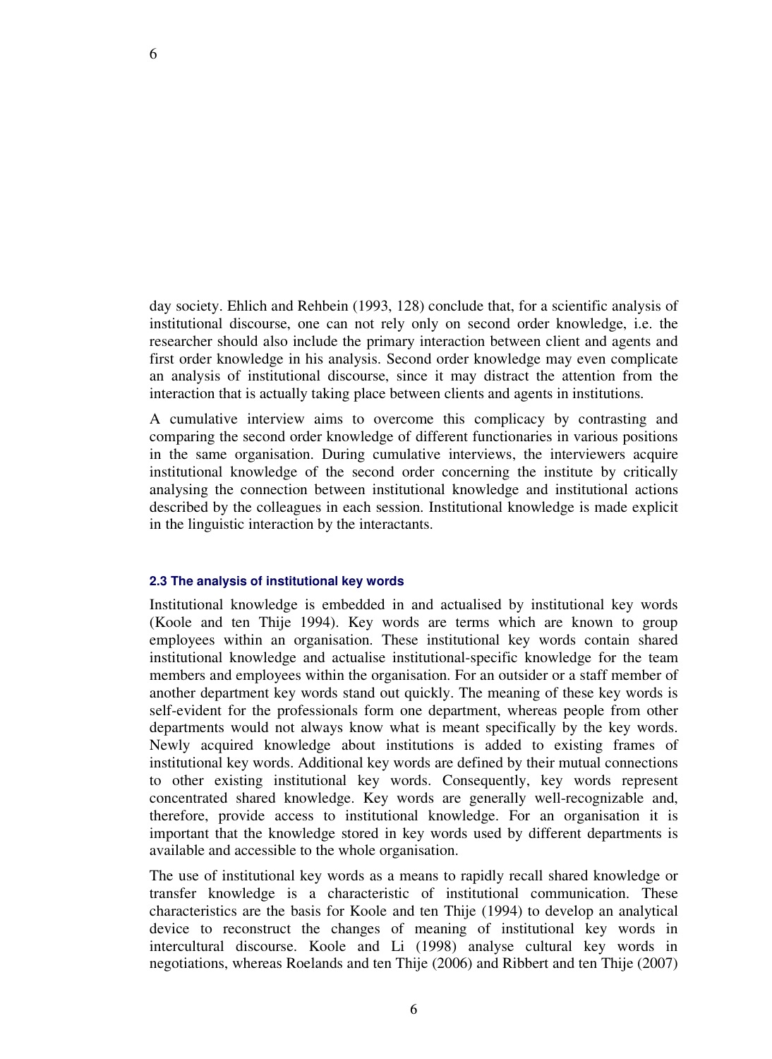day society. Ehlich and Rehbein (1993, 128) conclude that, for a scientific analysis of institutional discourse, one can not rely only on second order knowledge, i.e. the researcher should also include the primary interaction between client and agents and first order knowledge in his analysis. Second order knowledge may even complicate an analysis of institutional discourse, since it may distract the attention from the interaction that is actually taking place between clients and agents in institutions.

A cumulative interview aims to overcome this complicacy by contrasting and comparing the second order knowledge of different functionaries in various positions in the same organisation. During cumulative interviews, the interviewers acquire institutional knowledge of the second order concerning the institute by critically analysing the connection between institutional knowledge and institutional actions described by the colleagues in each session. Institutional knowledge is made explicit in the linguistic interaction by the interactants.

### 2.3 The analysis of institutional key words

Institutional knowledge is embedded in and actualised by institutional key words (Koole and ten Thije 1994). Key words are terms which are known to group employees within an organisation. These institutional key words contain shared institutional knowledge and actualise institutional-specific knowledge for the team members and employees within the organisation. For an outsider or a staff member of another department key words stand out quickly. The meaning of these key words is self-evident for the professionals form one department, whereas people from other departments would not always know what is meant specifically by the key words. Newly acquired knowledge about institutions is added to existing frames of institutional key words. Additional key words are defined by their mutual connections to other existing institutional key words. Consequently, key words represent concentrated shared knowledge. Key words are generally well-recognizable and, therefore, provide access to institutional knowledge. For an organisation it is important that the knowledge stored in key words used by different departments is available and accessible to the whole organisation.

The use of institutional key words as a means to rapidly recall shared knowledge or transfer knowledge is a characteristic of institutional communication. These characteristics are the basis for Koole and ten Thije (1994) to develop an analytical device to reconstruct the changes of meaning of institutional key words in intercultural discourse. Koole and Li (1998) analyse cultural key words in negotiations, whereas Roelands and ten Thije (2006) and Ribbert and ten Thije (2007)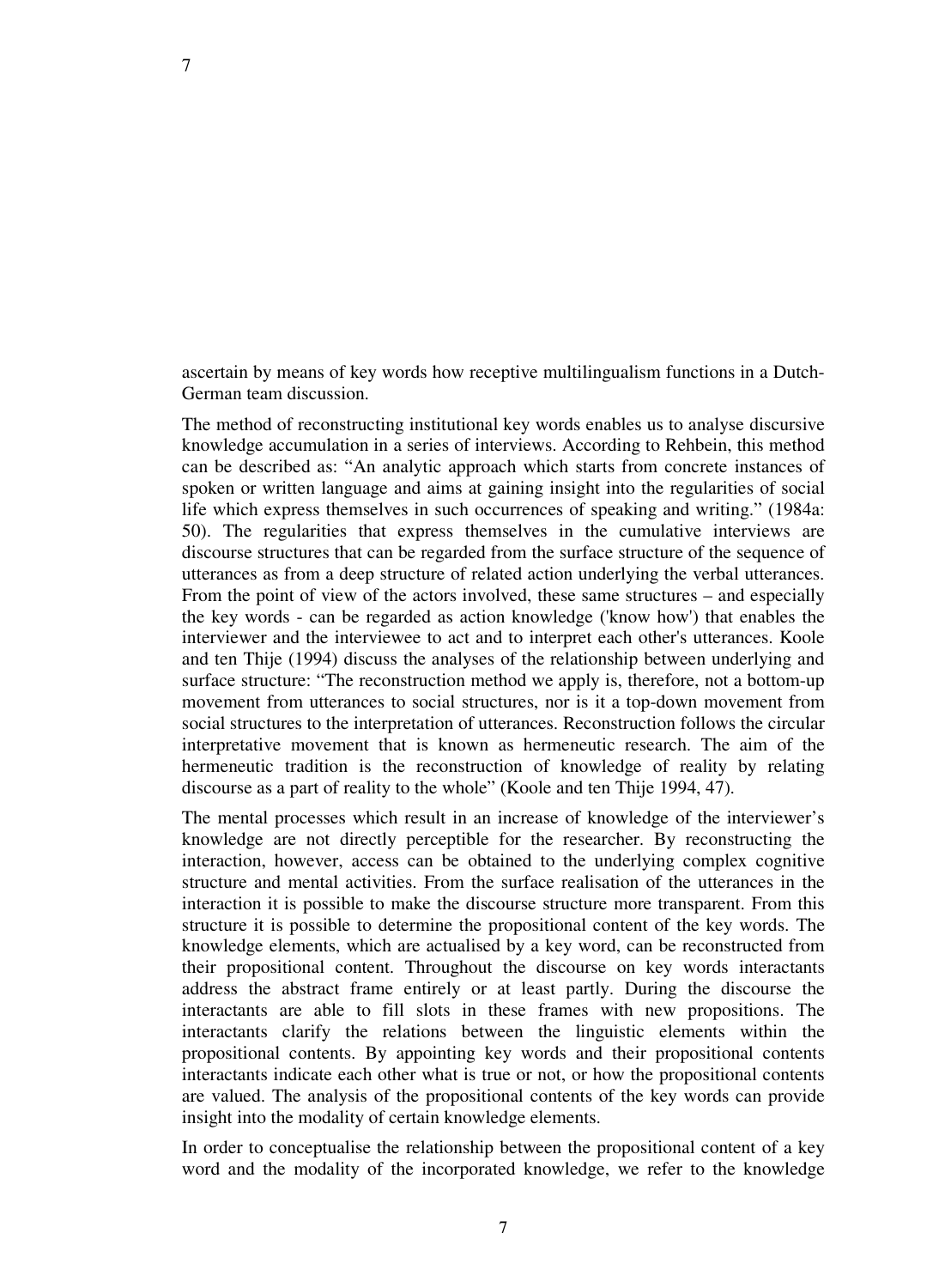ascertain by means of key words how receptive multilingualism functions in a Dutch-German team discussion.

The method of reconstructing institutional key words enables us to analyse discursive knowledge accumulation in a series of interviews. According to Rehbein, this method can be described as: "An analytic approach which starts from concrete instances of spoken or written language and aims at gaining insight into the regularities of social life which express themselves in such occurrences of speaking and writing." (1984a: 50). The regularities that express themselves in the cumulative interviews are discourse structures that can be regarded from the surface structure of the sequence of utterances as from a deep structure of related action underlying the verbal utterances. From the point of view of the actors involved, these same structures – and especially the key words - can be regarded as action knowledge ('know how') that enables the interviewer and the interviewee to act and to interpret each other's utterances. Koole and ten Thije (1994) discuss the analyses of the relationship between underlying and surface structure: "The reconstruction method we apply is, therefore, not a bottom-up movement from utterances to social structures, nor is it a top-down movement from social structures to the interpretation of utterances. Reconstruction follows the circular interpretative movement that is known as hermeneutic research. The aim of the hermeneutic tradition is the reconstruction of knowledge of reality by relating discourse as a part of reality to the whole" (Koole and ten Thije 1994, 47).

The mental processes which result in an increase of knowledge of the interviewer's knowledge are not directly perceptible for the researcher. By reconstructing the interaction, however, access can be obtained to the underlying complex cognitive structure and mental activities. From the surface realisation of the utterances in the interaction it is possible to make the discourse structure more transparent. From this structure it is possible to determine the propositional content of the key words. The knowledge elements, which are actualised by a key word, can be reconstructed from their propositional content. Throughout the discourse on key words interactants address the abstract frame entirely or at least partly. During the discourse the interactants are able to fill slots in these frames with new propositions. The interactants clarify the relations between the linguistic elements within the propositional contents. By appointing key words and their propositional contents interactants indicate each other what is true or not, or how the propositional contents are valued. The analysis of the propositional contents of the key words can provide insight into the modality of certain knowledge elements.

In order to conceptualise the relationship between the propositional content of a key word and the modality of the incorporated knowledge, we refer to the knowledge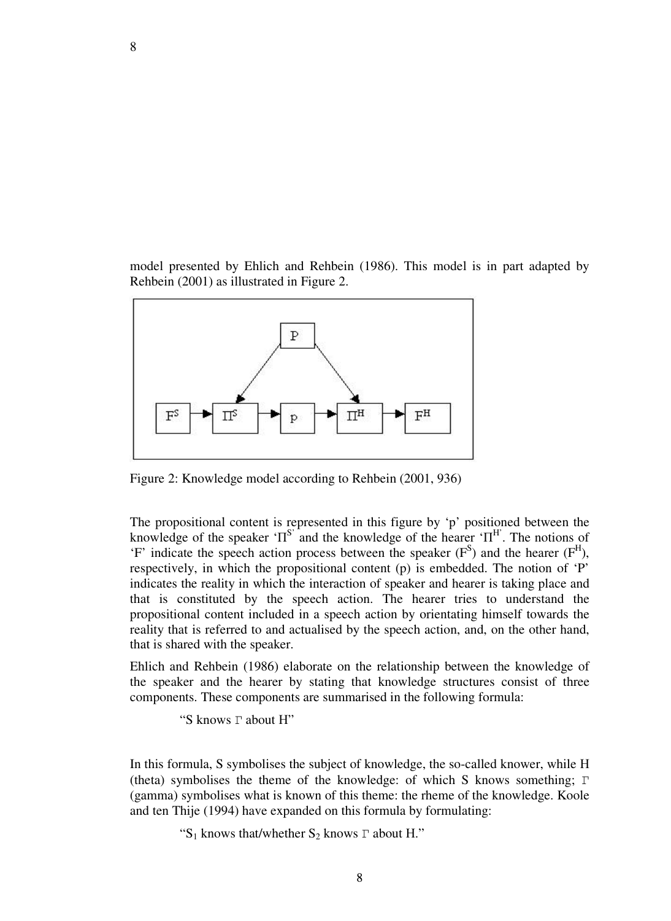model presented by Ehlich and Rehbein (1986). This model is in part adapted by Rehbein (2001) as illustrated in Figure 2.

Figure 2: Knowledge model according to Rehbein (2001, 936)

The propositional content is represented in this figure by ‘p’ positioned between the knowledge of the speaker ‘$\Pi^{S}$’ and the knowledge of the hearer ‘$\Pi^{H}$’. The notions of ‘F’ indicate the speech action process between the speaker ($F^{S}$) and the hearer ($F^{H}$), respectively, in which the propositional content (p) is embedded. The notion of ‘P’ indicates the reality in which the interaction of speaker and hearer is taking place and that is constituted by the speech action. The hearer tries to understand the propositional content included in a speech action by orientating himself towards the reality that is referred to and actualised by the speech action, and, on the other hand, that is shared with the speaker.

Ehlich and Rehbein (1986) elaborate on the relationship between the knowledge of the speaker and the hearer by stating that knowledge structures consist of three components. These components are summarised in the following formula:

> “S knows Γ about H”

In this formula, S symbolises the subject of knowledge, the so-called knower, while H (theta) symbolises the theme of the knowledge: of which S knows something; Γ (gamma) symbolises what is known of this theme: the rheme of the knowledge. Koole and ten Thije (1994) have expanded on this formula by formulating:

> “$S_1$ knows that/whether $S_2$ knows Γ about H.”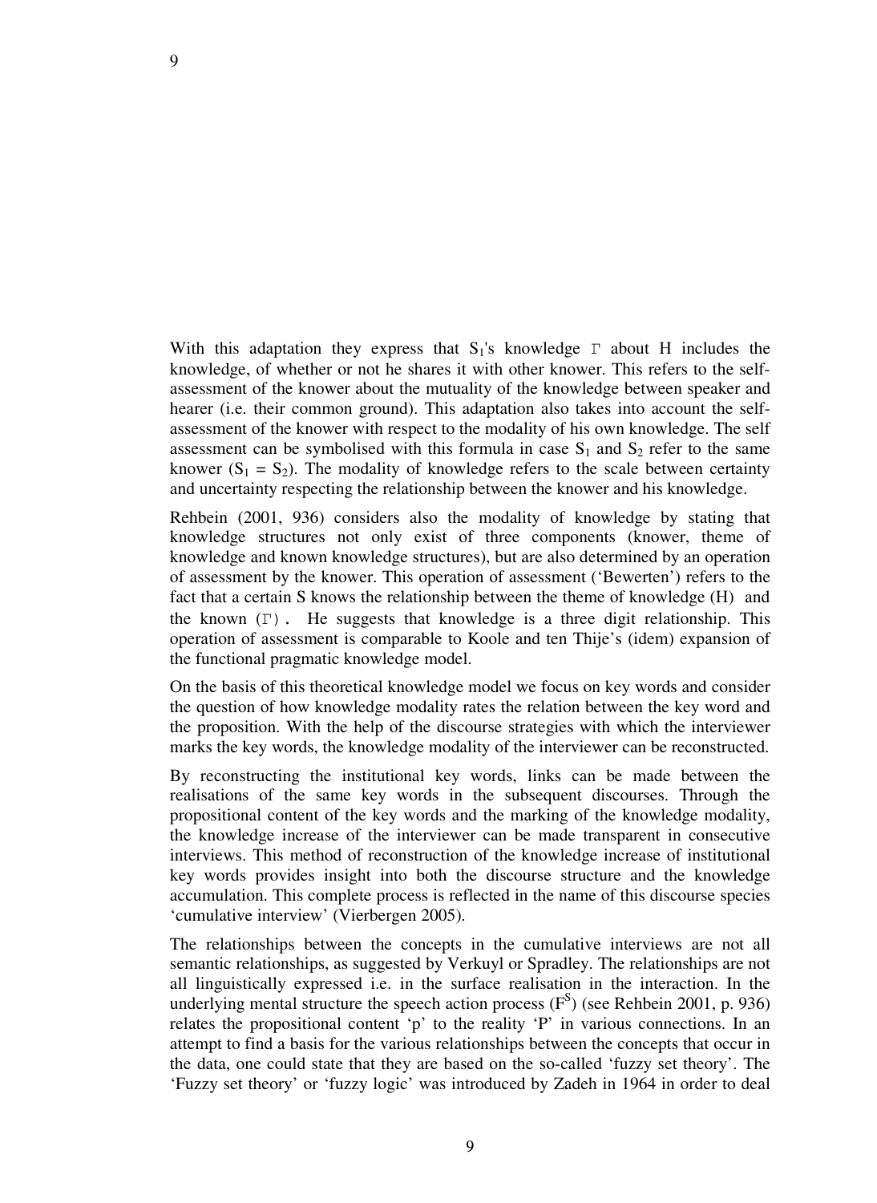With this adaptation they express that $S_1$'s knowledge $\Gamma$ about H includes the knowledge, of whether or not he shares it with other knower. This refers to the self-assessment of the knower about the mutuality of the knowledge between speaker and hearer (i.e. their common ground). This adaptation also takes into account the self-assessment of the knower with respect to the modality of his own knowledge. The self assessment can be symbolised with this formula in case $S_1$ and $S_2$ refer to the same knower ($S_1 = S_2$). The modality of knowledge refers to the scale between certainty and uncertainty respecting the relationship between the knower and his knowledge.

Rehbein (2001, 936) considers also the modality of knowledge by stating that knowledge structures not only exist of three components (knower, theme of knowledge and known knowledge structures), but are also determined by an operation of assessment by the knower. This operation of assessment ('Bewerten') refers to the fact that a certain S knows the relationship between the theme of knowledge (H) and the known ($\Gamma$). He suggests that knowledge is a three digit relationship. This operation of assessment is comparable to Koole and ten Thije's (idem) expansion of the functional pragmatic knowledge model.

On the basis of this theoretical knowledge model we focus on key words and consider the question of how knowledge modality rates the relation between the key word and the proposition. With the help of the discourse strategies with which the interviewer marks the key words, the knowledge modality of the interviewer can be reconstructed.

By reconstructing the institutional key words, links can be made between the realisations of the same key words in the subsequent discourses. Through the propositional content of the key words and the marking of the knowledge modality, the knowledge increase of the interviewer can be made transparent in consecutive interviews. This method of reconstruction of the knowledge increase of institutional key words provides insight into both the discourse structure and the knowledge accumulation. This complete process is reflected in the name of this discourse species 'cumulative interview' (Vierbergen 2005).

The relationships between the concepts in the cumulative interviews are not all semantic relationships, as suggested by Verkuyl or Spradley. The relationships are not all linguistically expressed i.e. in the surface realisation in the interaction. In the underlying mental structure the speech action process ($F^S$) (see Rehbein 2001, p. 936) relates the propositional content 'p' to the reality 'P' in various connections. In an attempt to find a basis for the various relationships between the concepts that occur in the data, one could state that they are based on the so-called 'fuzzy set theory'. The 'Fuzzy set theory' or 'fuzzy logic' was introduced by Zadeh in 1964 in order to deal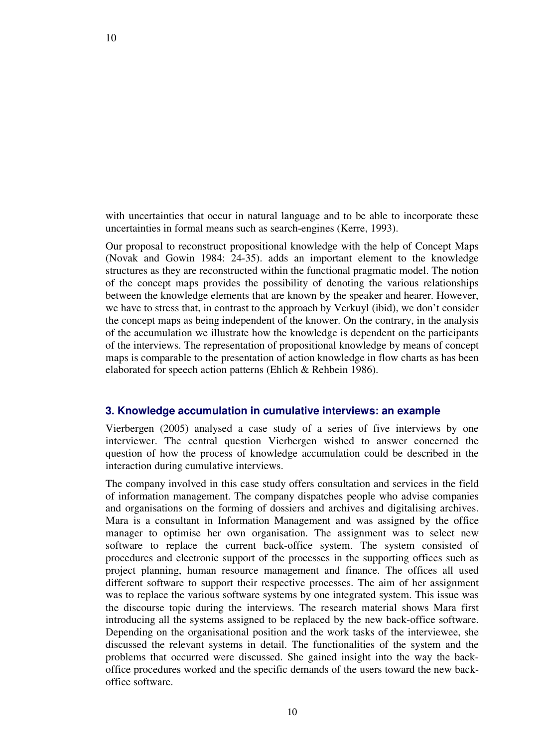with uncertainties that occur in natural language and to be able to incorporate these uncertainties in formal means such as search-engines (Kerre, 1993).

Our proposal to reconstruct propositional knowledge with the help of Concept Maps (Novak and Gowin 1984: 24-35). adds an important element to the knowledge structures as they are reconstructed within the functional pragmatic model. The notion of the concept maps provides the possibility of denoting the various relationships between the knowledge elements that are known by the speaker and hearer. However, we have to stress that, in contrast to the approach by Verkuyl (ibid), we don't consider the concept maps as being independent of the knower. On the contrary, in the analysis of the accumulation we illustrate how the knowledge is dependent on the participants of the interviews. The representation of propositional knowledge by means of concept maps is comparable to the presentation of action knowledge in flow charts as has been elaborated for speech action patterns (Ehlich & Rehbein 1986).

### 3. Knowledge accumulation in cumulative interviews: an example

Vierbergen (2005) analysed a case study of a series of five interviews by one interviewer. The central question Vierbergen wished to answer concerned the question of how the process of knowledge accumulation could be described in the interaction during cumulative interviews.

The company involved in this case study offers consultation and services in the field of information management. The company dispatches people who advise companies and organisations on the forming of dossiers and archives and digitalising archives. Mara is a consultant in Information Management and was assigned by the office manager to optimise her own organisation. The assignment was to select new software to replace the current back-office system. The system consisted of procedures and electronic support of the processes in the supporting offices such as project planning, human resource management and finance. The offices all used different software to support their respective processes. The aim of her assignment was to replace the various software systems by one integrated system. This issue was the discourse topic during the interviews. The research material shows Mara first introducing all the systems assigned to be replaced by the new back-office software. Depending on the organisational position and the work tasks of the interviewee, she discussed the relevant systems in detail. The functionalities of the system and the problems that occurred were discussed. She gained insight into the way the back-office procedures worked and the specific demands of the users toward the new back-office software.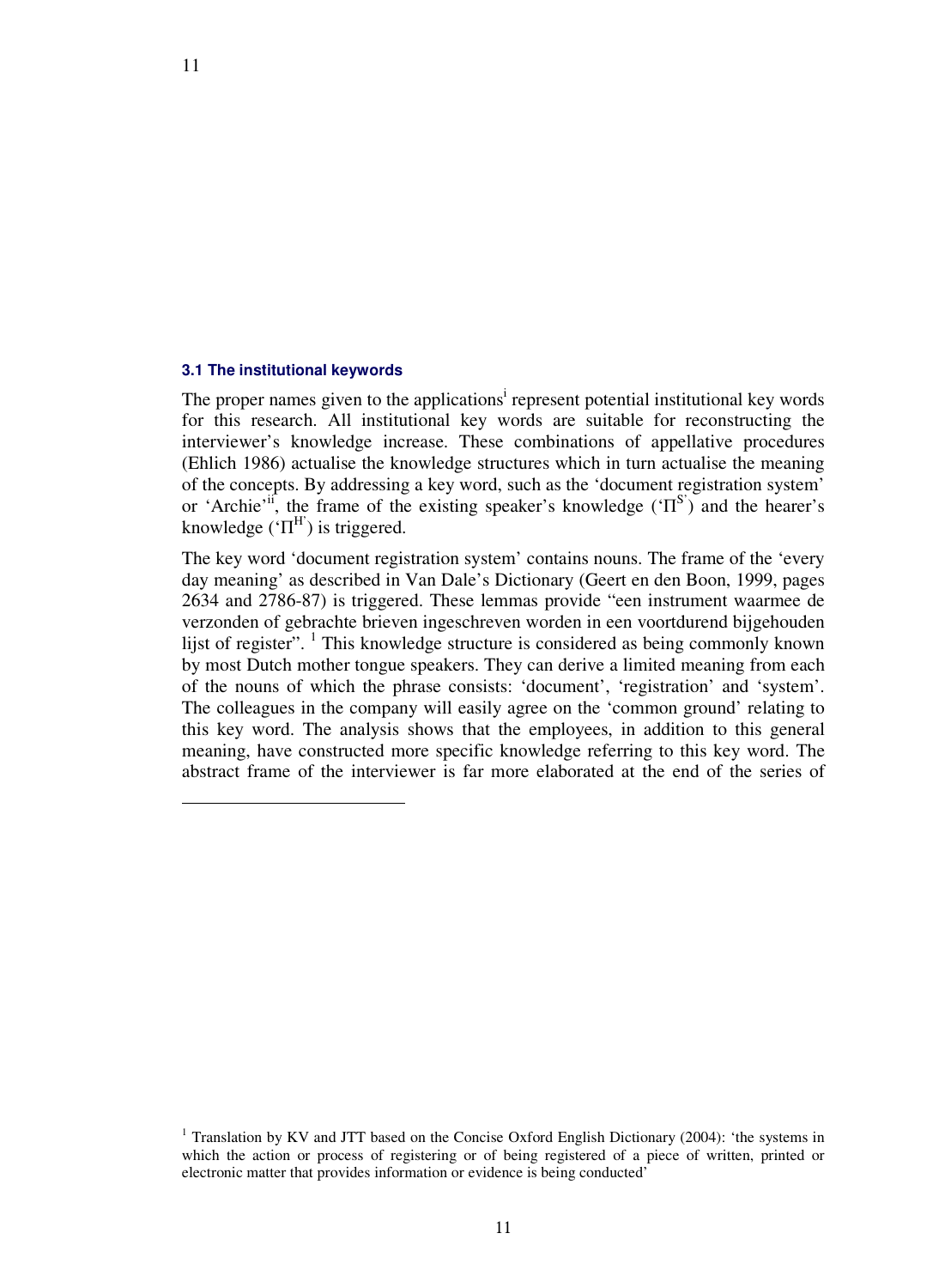### 3.1 The institutional keywords

The proper names given to the applications[i] represent potential institutional key words for this research. All institutional key words are suitable for reconstructing the interviewer's knowledge increase. These combinations of appellative procedures (Ehlich 1986) actualise the knowledge structures which in turn actualise the meaning of the concepts. By addressing a key word, such as the 'document registration system' or 'Archie'[ii], the frame of the existing speaker's knowledge ('$\Pi^{S}$') and the hearer's knowledge ('$\Pi^{H}$') is triggered.

The key word 'document registration system' contains nouns. The frame of the 'every day meaning' as described in Van Dale's Dictionary (Geert en den Boon, 1999, pages 2634 and 2786-87) is triggered. These lemmas provide "een instrument waarmee de verzonden of gebrachte brieven ingeschreven worden in een voortdurend bijgehouden lijst of register". [1] This knowledge structure is considered as being commonly known by most Dutch mother tongue speakers. They can derive a limited meaning from each of the nouns of which the phrase consists: 'document', 'registration' and 'system'. The colleagues in the company will easily agree on the 'common ground' relating to this key word. The analysis shows that the employees, in addition to this general meaning, have constructed more specific knowledge referring to this key word. The abstract frame of the interviewer is far more elaborated at the end of the series of

---

[1] Translation by KV and JTT based on the Concise Oxford English Dictionary (2004): 'the systems in which the action or process of registering or of being registered of a piece of written, printed or electronic matter that provides information or evidence is being conducted'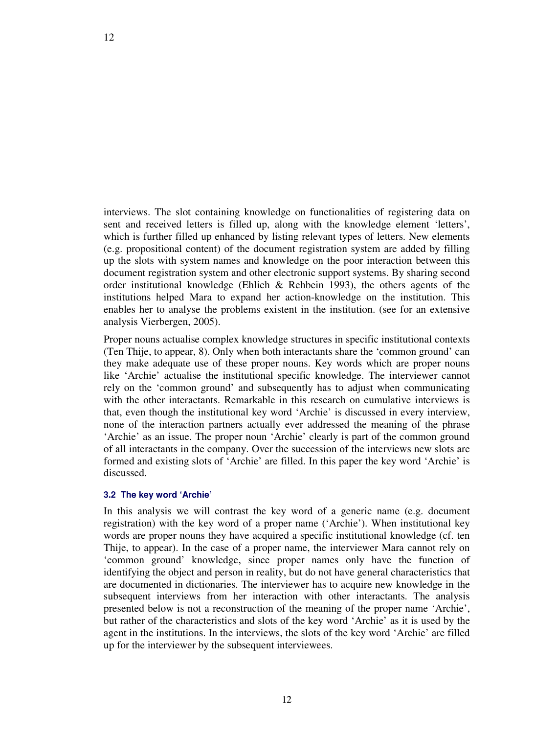interviews. The slot containing knowledge on functionalities of registering data on sent and received letters is filled up, along with the knowledge element 'letters', which is further filled up enhanced by listing relevant types of letters. New elements (e.g. propositional content) of the document registration system are added by filling up the slots with system names and knowledge on the poor interaction between this document registration system and other electronic support systems. By sharing second order institutional knowledge (Ehlich & Rehbein 1993), the others agents of the institutions helped Mara to expand her action-knowledge on the institution. This enables her to analyse the problems existent in the institution. (see for an extensive analysis Vierbergen, 2005).

Proper nouns actualise complex knowledge structures in specific institutional contexts (Ten Thije, to appear, 8). Only when both interactants share the 'common ground' can they make adequate use of these proper nouns. Key words which are proper nouns like 'Archie' actualise the institutional specific knowledge. The interviewer cannot rely on the 'common ground' and subsequently has to adjust when communicating with the other interactants. Remarkable in this research on cumulative interviews is that, even though the institutional key word 'Archie' is discussed in every interview, none of the interaction partners actually ever addressed the meaning of the phrase 'Archie' as an issue. The proper noun 'Archie' clearly is part of the common ground of all interactants in the company. Over the succession of the interviews new slots are formed and existing slots of 'Archie' are filled. In this paper the key word 'Archie' is discussed.

### 3.2 The key word 'Archie'

In this analysis we will contrast the key word of a generic name (e.g. document registration) with the key word of a proper name ('Archie'). When institutional key words are proper nouns they have acquired a specific institutional knowledge (cf. ten Thije, to appear). In the case of a proper name, the interviewer Mara cannot rely on 'common ground' knowledge, since proper names only have the function of identifying the object and person in reality, but do not have general characteristics that are documented in dictionaries. The interviewer has to acquire new knowledge in the subsequent interviews from her interaction with other interactants. The analysis presented below is not a reconstruction of the meaning of the proper name 'Archie', but rather of the characteristics and slots of the key word 'Archie' as it is used by the agent in the institutions. In the interviews, the slots of the key word 'Archie' are filled up for the interviewer by the subsequent interviewees.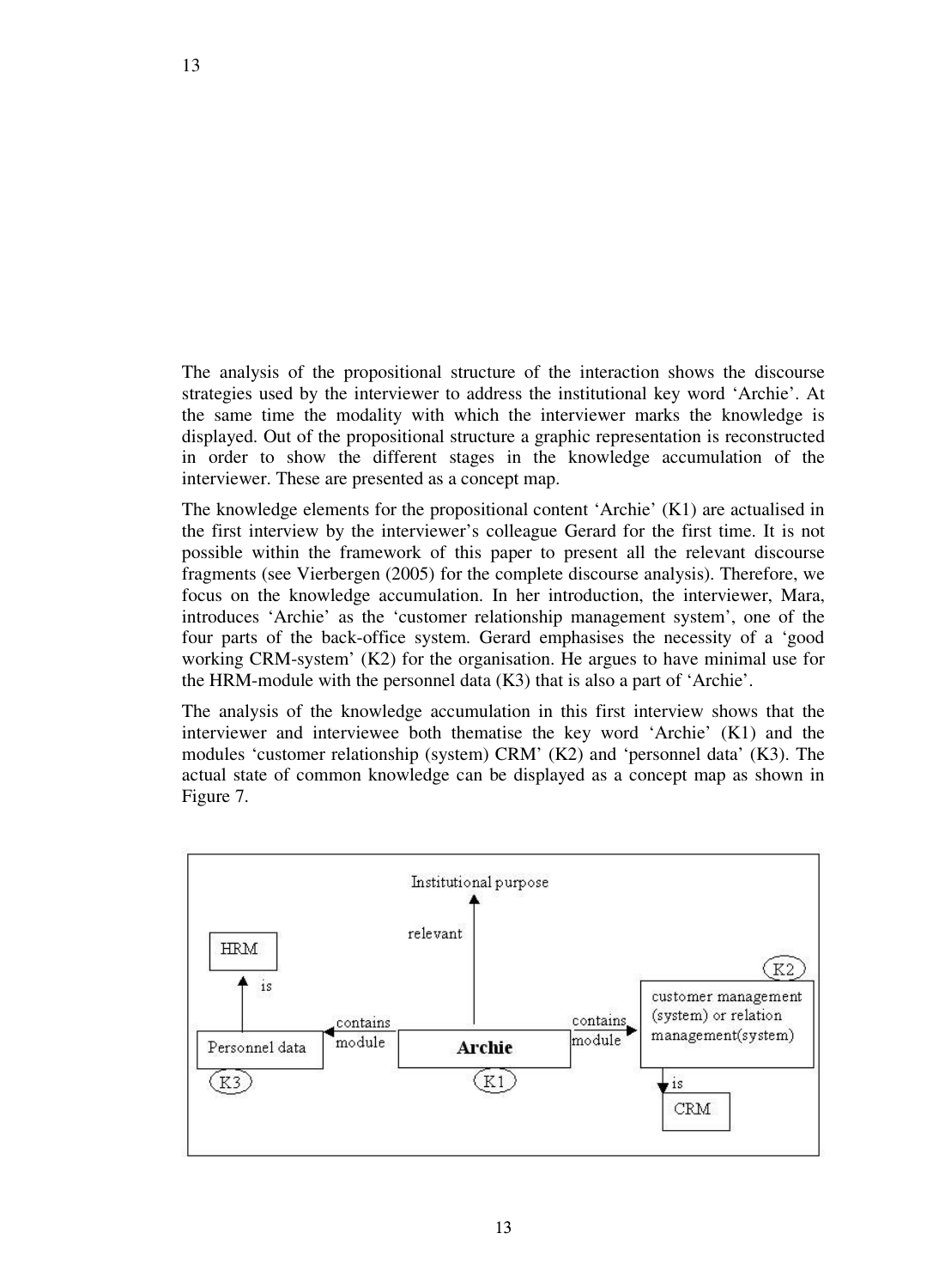The analysis of the propositional structure of the interaction shows the discourse strategies used by the interviewer to address the institutional key word 'Archie'. At the same time the modality with which the interviewer marks the knowledge is displayed. Out of the propositional structure a graphic representation is reconstructed in order to show the different stages in the knowledge accumulation of the interviewer. These are presented as a concept map.

The knowledge elements for the propositional content 'Archie' (K1) are actualised in the first interview by the interviewer's colleague Gerard for the first time. It is not possible within the framework of this paper to present all the relevant discourse fragments (see Vierbergen (2005) for the complete discourse analysis). Therefore, we focus on the knowledge accumulation. In her introduction, the interviewer, Mara, introduces 'Archie' as the 'customer relationship management system', one of the four parts of the back-office system. Gerard emphasises the necessity of a 'good working CRM-system' (K2) for the organisation. He argues to have minimal use for the HRM-module with the personnel data (K3) that is also a part of 'Archie'.

The analysis of the knowledge accumulation in this first interview shows that the interviewer and interviewee both thematise the key word 'Archie' (K1) and the modules 'customer relationship (system) CRM' (K2) and 'personnel data' (K3). The actual state of common knowledge can be displayed as a concept map as shown in Figure 7.

Institutional purpose
relevant
HRM
is
Personnel data (K3)
contains module
Archie (K1)
contains module
customer management (system) or relation management(system) (K2)
is
CRM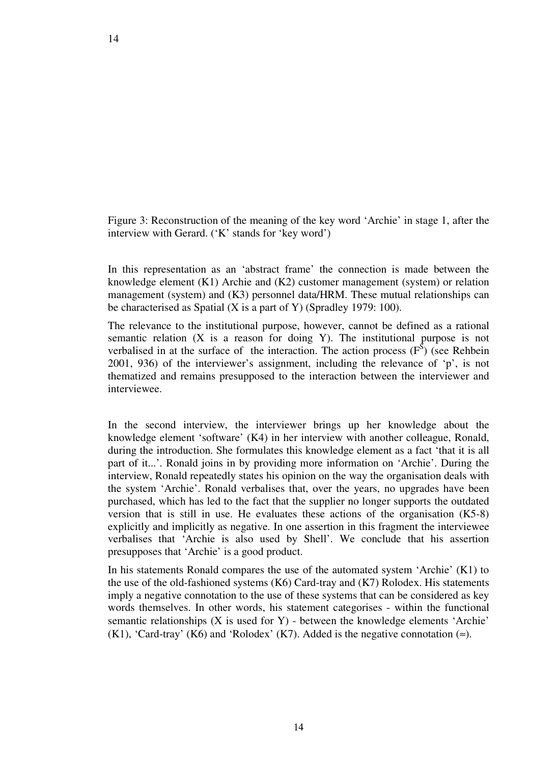Figure 3: Reconstruction of the meaning of the key word 'Archie' in stage 1, after the interview with Gerard. ('K' stands for 'key word')

In this representation as an 'abstract frame' the connection is made between the knowledge element (K1) Archie and (K2) customer management (system) or relation management (system) and (K3) personnel data/HRM. These mutual relationships can be characterised as Spatial (X is a part of Y) (Spradley 1979: 100).

The relevance to the institutional purpose, however, cannot be defined as a rational semantic relation (X is a reason for doing Y). The institutional purpose is not verbalised in at the surface of the interaction. The action process ($F^S$) (see Rehbein 2001, 936) of the interviewer's assignment, including the relevance of 'p', is not thematized and remains presupposed to the interaction between the interviewer and interviewee.

In the second interview, the interviewer brings up her knowledge about the knowledge element 'software' (K4) in her interview with another colleague, Ronald, during the introduction. She formulates this knowledge element as a fact 'that it is all part of it...'. Ronald joins in by providing more information on 'Archie'. During the interview, Ronald repeatedly states his opinion on the way the organisation deals with the system 'Archie'. Ronald verbalises that, over the years, no upgrades have been purchased, which has led to the fact that the supplier no longer supports the outdated version that is still in use. He evaluates these actions of the organisation (K5-8) explicitly and implicitly as negative. In one assertion in this fragment the interviewee verbalises that 'Archie is also used by Shell'. We conclude that his assertion presupposes that 'Archie' is a good product.

In his statements Ronald compares the use of the automated system 'Archie' (K1) to the use of the old-fashioned systems (K6) Card-tray and (K7) Rolodex. His statements imply a negative connotation to the use of these systems that can be considered as key words themselves. In other words, his statement categorises - within the functional semantic relationships (X is used for Y) - between the knowledge elements 'Archie' (K1), 'Card-tray' (K6) and 'Rolodex' (K7). Added is the negative connotation (≈).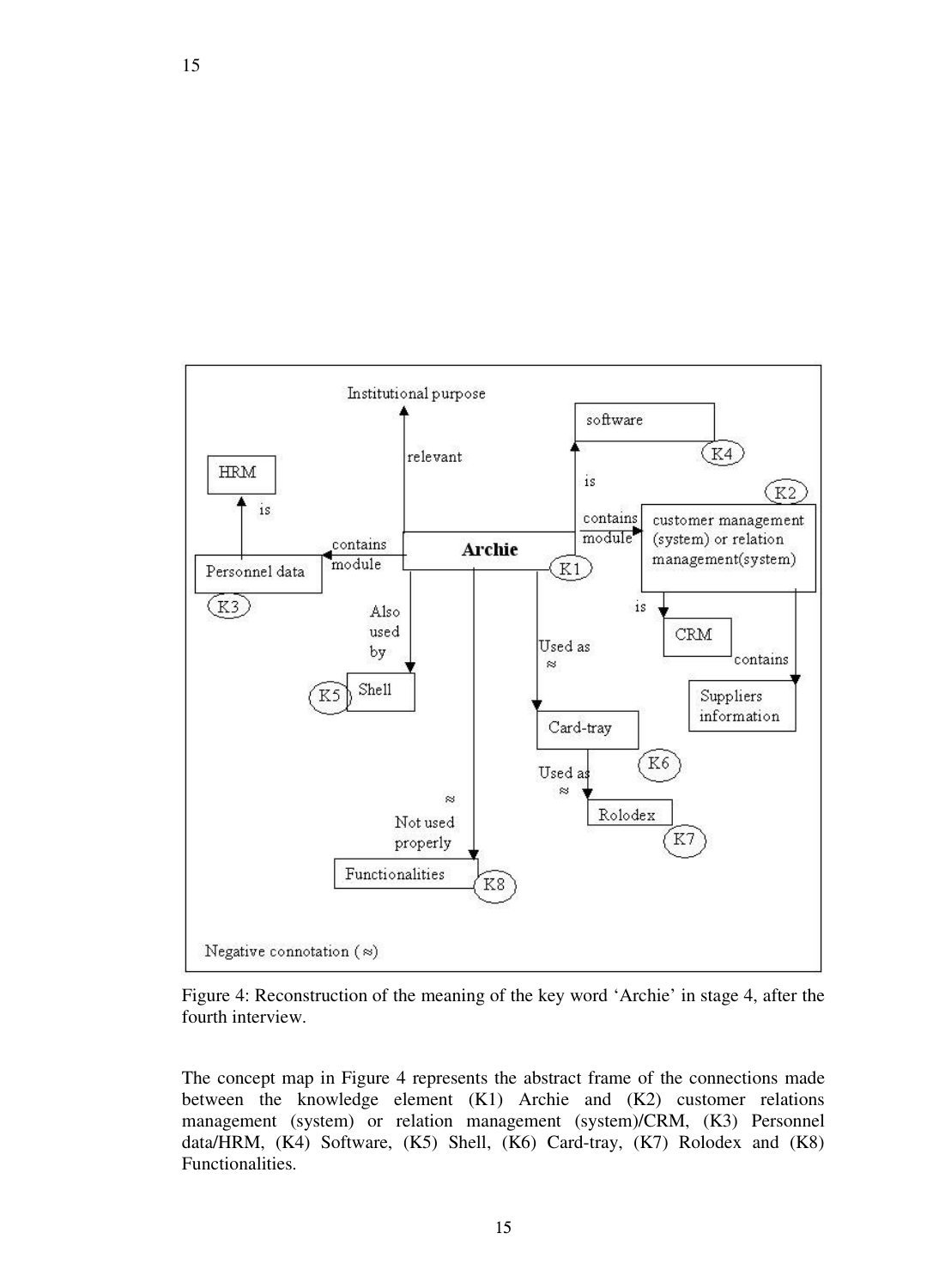Figure 4: Reconstruction of the meaning of the key word 'Archie' in stage 4, after the fourth interview.

The concept map in Figure 4 represents the abstract frame of the connections made between the knowledge element (K1) Archie and (K2) customer relations management (system) or relation management (system)/CRM, (K3) Personnel data/HRM, (K4) Software, (K5) Shell, (K6) Card-tray, (K7) Rolodex and (K8) Functionalities.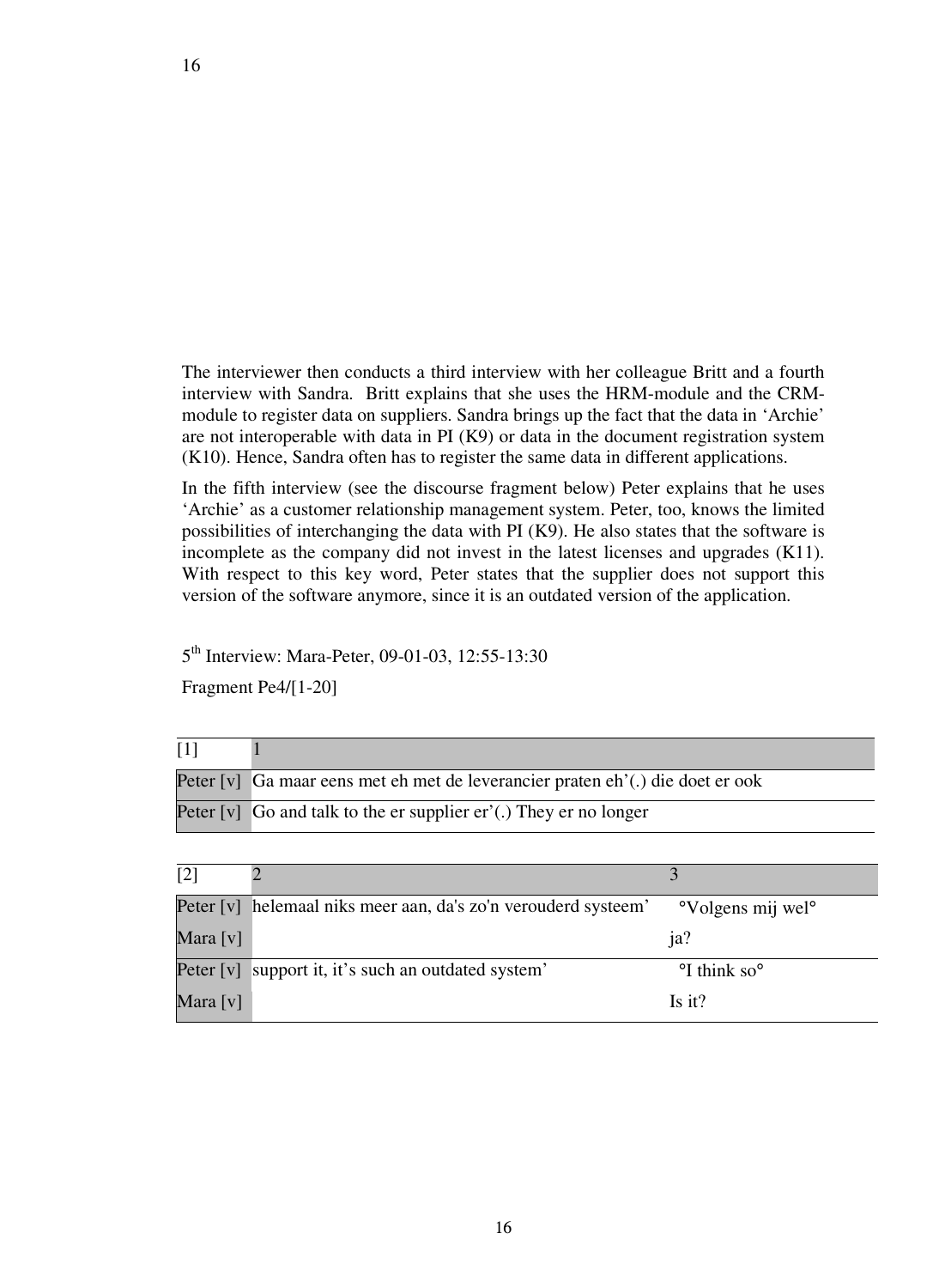The interviewer then conducts a third interview with her colleague Britt and a fourth interview with Sandra. Britt explains that she uses the HRM-module and the CRM-module to register data on suppliers. Sandra brings up the fact that the data in 'Archie' are not interoperable with data in PI (K9) or data in the document registration system (K10). Hence, Sandra often has to register the same data in different applications.

In the fifth interview (see the discourse fragment below) Peter explains that he uses 'Archie' as a customer relationship management system. Peter, too, knows the limited possibilities of interchanging the data with PI (K9). He also states that the software is incomplete as the company did not invest in the latest licenses and upgrades (K11). With respect to this key word, Peter states that the supplier does not support this version of the software anymore, since it is an outdated version of the application.

5th Interview: Mara-Peter, 09-01-03, 12:55-13:30

Fragment Pe4/[1-20]

| [1] | 1 |
|---|---|
| Peter [v] | Ga maar eens met eh met de leverancier praten eh'(.) die doet er ook |
| Peter [v] | Go and talk to the er supplier er'(.) They er no longer |

| [2] | 2 | 3 |
|---|---|---|
| Peter [v] | helemaal niks meer aan, da's zo'n verouderd systeem' | °Volgens mij wel° |
| Mara [v] | | ja? |
| Peter [v] | support it, it's such an outdated system' | °I think so° |
| Mara [v] | | Is it? |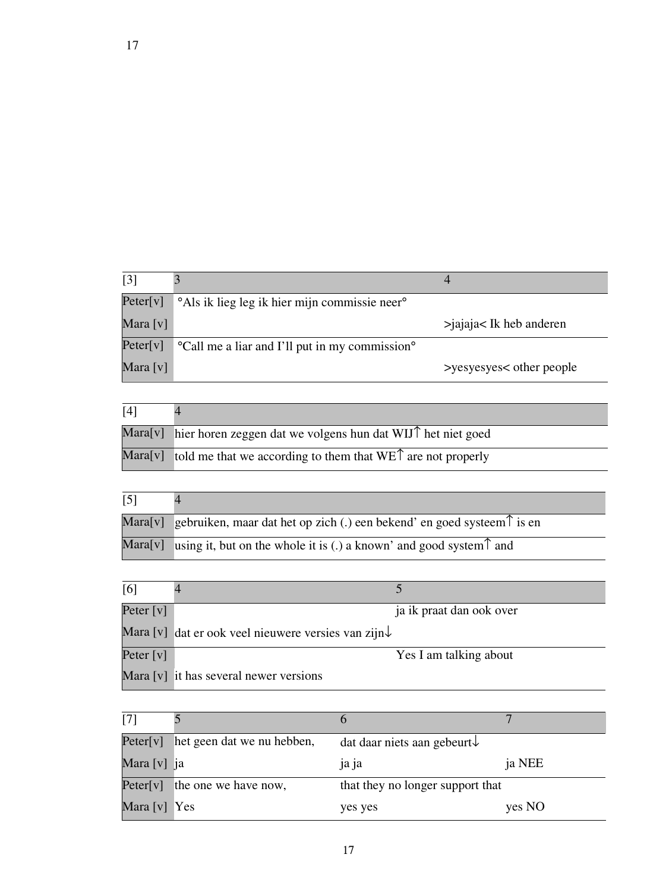| [3] | 3 | 4 |
|---|---|---|
| Peter[v] | °Als ik lieg leg ik hier mijn commissie neer° | |
| Mara [v] | | >jajaja< Ik heb anderen |
| Peter[v] | °Call me a liar and I'll put in my commission° | |
| Mara [v] | | >yesyesyes< other people |

| [4] | 4 |
|---|---|
| Mara[v] | hier horen zeggen dat we volgens hun dat WIJ↑ het niet goed |
| Mara[v] | told me that we according to them that WE↑ are not properly |

| [5] | 4 |
|---|---|
| Mara[v] | gebruiken, maar dat het op zich (.) een bekend' en goed systeem↑ is en |
| Mara[v] | using it, but on the whole it is (.) a known' and good system↑ and |

| [6] | 4 | 5 |
|---|---|---|
| Peter [v] | | ja ik praat dan ook over |
| Mara [v] | dat er ook veel nieuwere versies van zijn↓ | |
| Peter [v] | | Yes I am talking about |
| Mara [v] | it has several newer versions | |

| [7] | 5 | 6 | 7 |
|---|---|---|---|
| Peter[v] | het geen dat we nu hebben, | dat daar niets aan gebeurt↓ | |
| Mara [v] | ja | ja ja | ja NEE |
| Peter[v] | the one we have now, | that they no longer support that | |
| Mara [v] | Yes | yes yes | yes NO |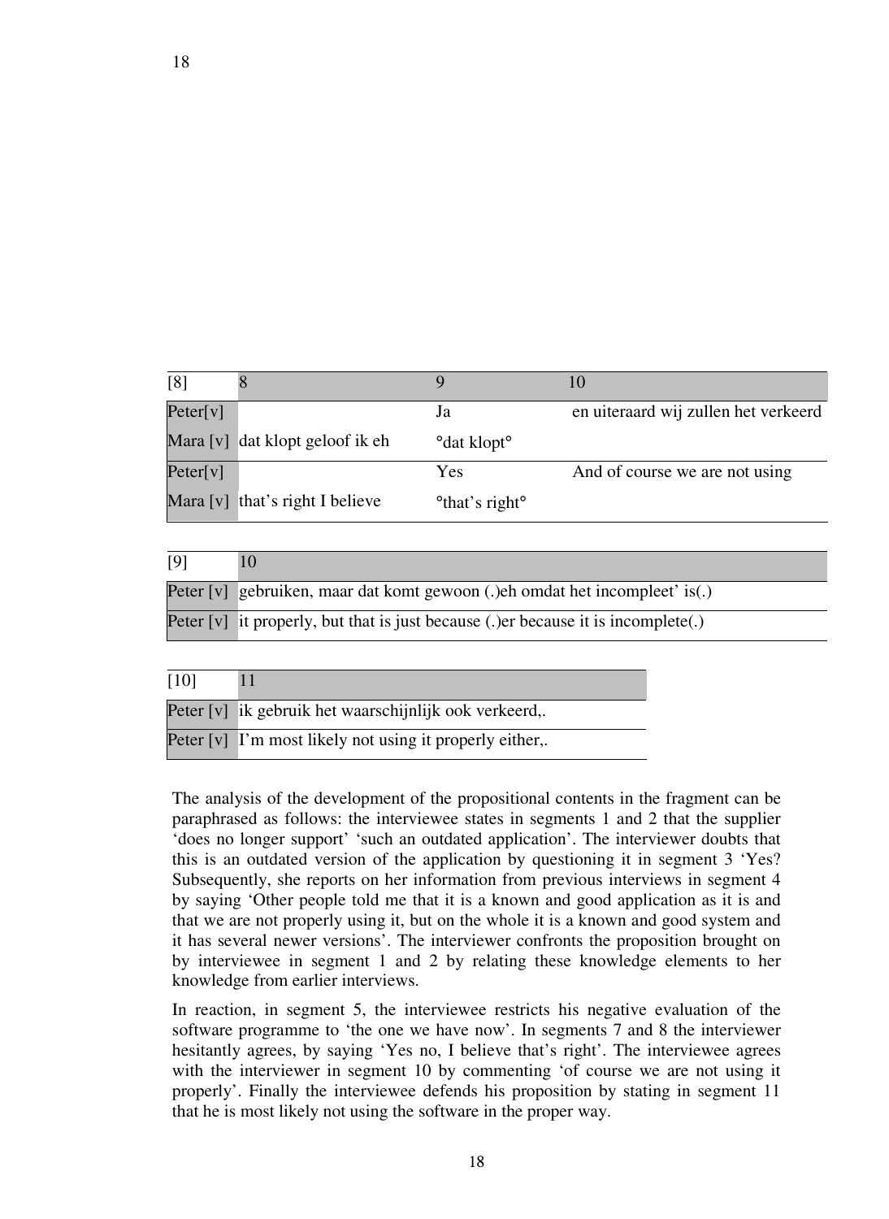| [8] | 8 | 9 | 10 |
|---|---|---|---|
| Peter[v] | | Ja | en uiteraard wij zullen het verkeerd |
| Mara [v] | dat klopt geloof ik eh | °dat klopt° | |
| Peter[v] | | Yes | And of course we are not using |
| Mara [v] | that's right I believe | °that's right° | |

| [9] | 10 |
|---|---|
| Peter [v] | gebruiken, maar dat komt gewoon (.)eh omdat het incompleet' is(.) |
| Peter [v] | it properly, but that is just because (.)er because it is incomplete(.) |

| [10] | 11 |
|---|---|
| Peter [v] | ik gebruik het waarschijnlijk ook verkeerd,. |
| Peter [v] | I'm most likely not using it properly either,. |

The analysis of the development of the propositional contents in the fragment can be paraphrased as follows: the interviewee states in segments 1 and 2 that the supplier 'does no longer support' 'such an outdated application'. The interviewer doubts that this is an outdated version of the application by questioning it in segment 3 'Yes? Subsequently, she reports on her information from previous interviews in segment 4 by saying 'Other people told me that it is a known and good application as it is and that we are not properly using it, but on the whole it is a known and good system and it has several newer versions'. The interviewer confronts the proposition brought on by interviewee in segment 1 and 2 by relating these knowledge elements to her knowledge from earlier interviews.

In reaction, in segment 5, the interviewee restricts his negative evaluation of the software programme to 'the one we have now'. In segments 7 and 8 the interviewer hesitantly agrees, by saying 'Yes no, I believe that's right'. The interviewee agrees with the interviewer in segment 10 by commenting 'of course we are not using it properly'. Finally the interviewee defends his proposition by stating in segment 11 that he is most likely not using the software in the proper way.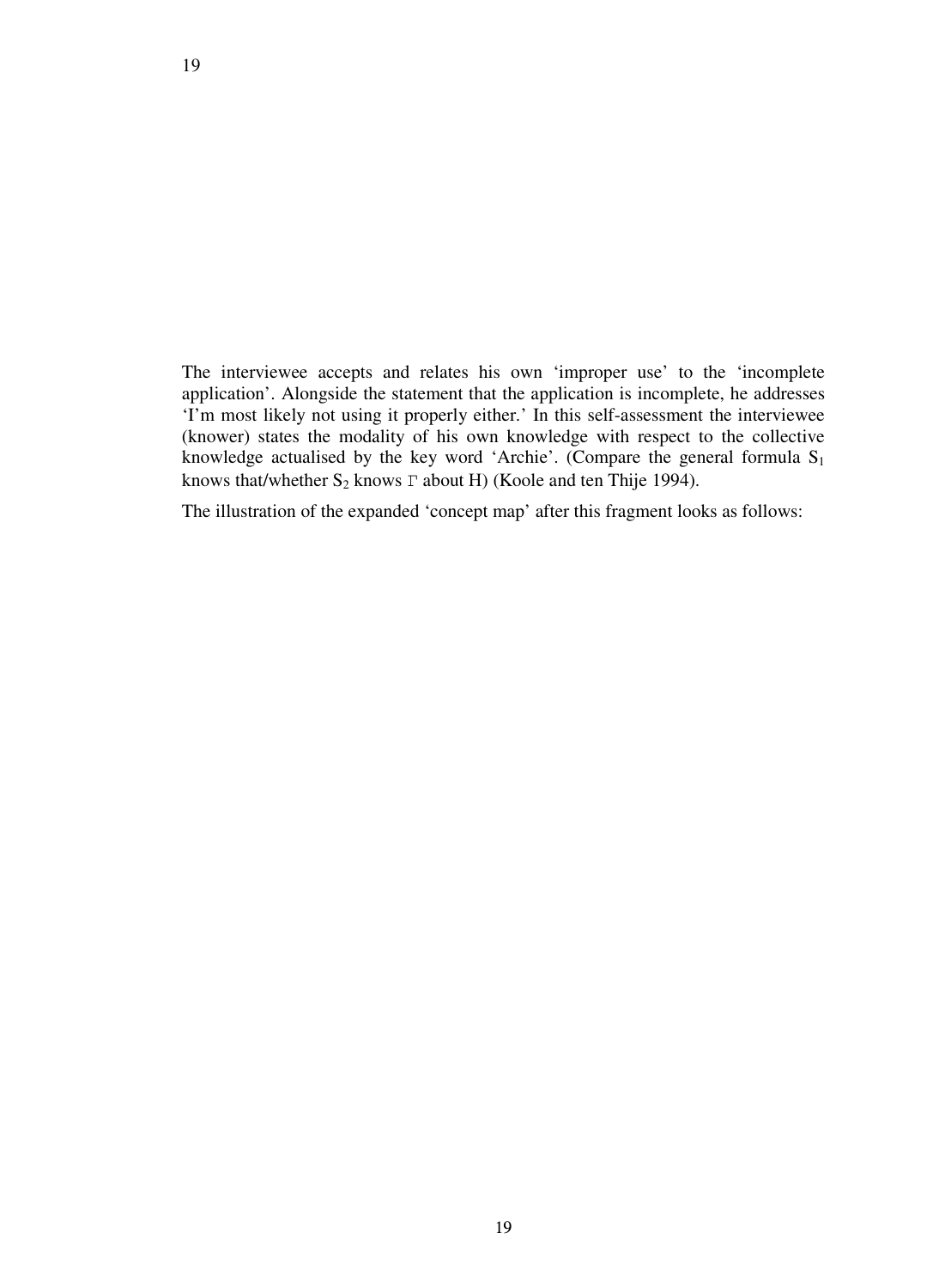The interviewee accepts and relates his own 'improper use' to the 'incomplete application'. Alongside the statement that the application is incomplete, he addresses 'I'm most likely not using it properly either.' In this self-assessment the interviewee (knower) states the modality of his own knowledge with respect to the collective knowledge actualised by the key word 'Archie'. (Compare the general formula $S_1$ knows that/whether $S_2$ knows $\Gamma$ about H) (Koole and ten Thije 1994).

The illustration of the expanded 'concept map' after this fragment looks as follows: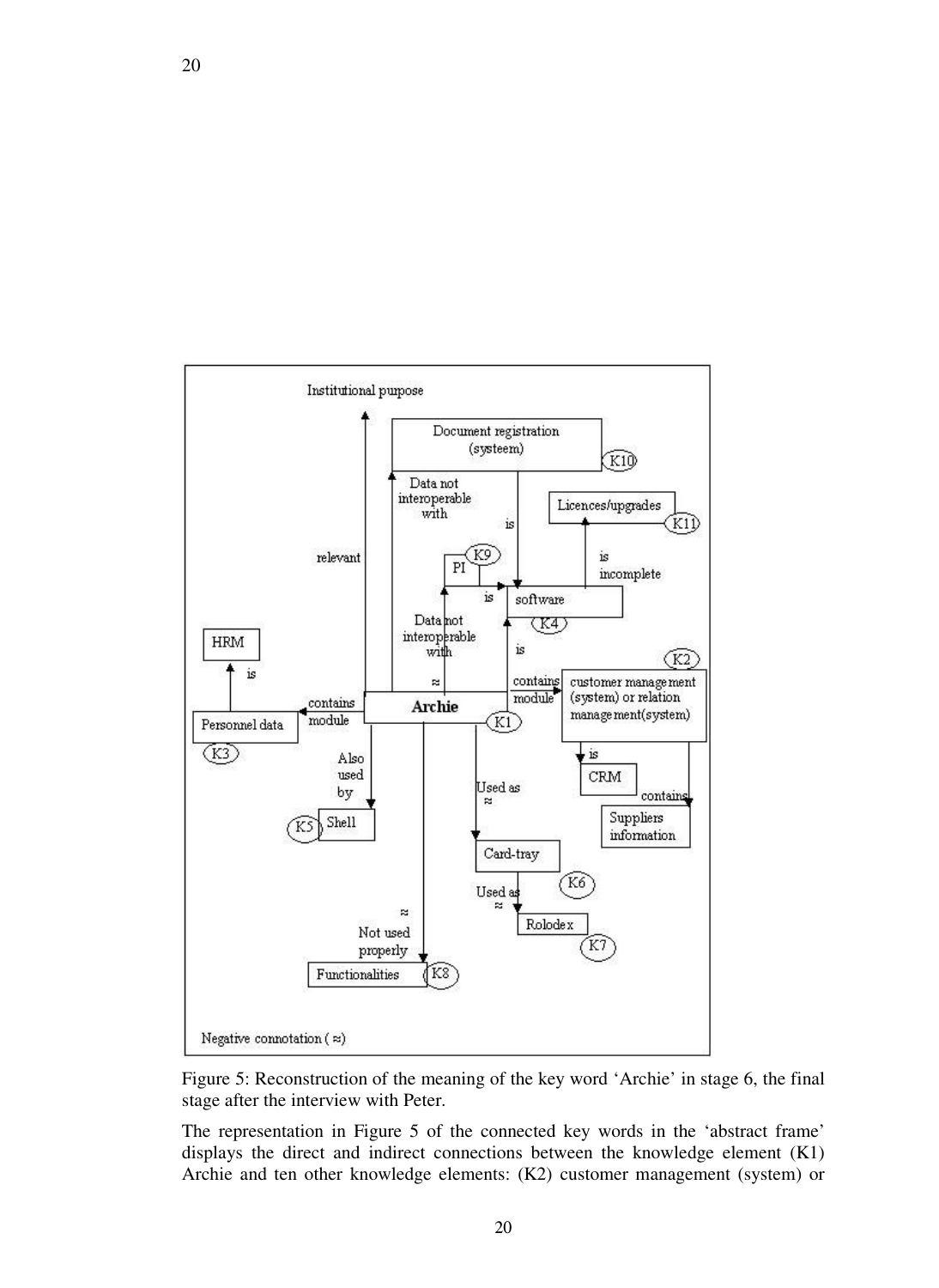Figure 5: Reconstruction of the meaning of the key word ‘Archie’ in stage 6, the final stage after the interview with Peter.

The representation in Figure 5 of the connected key words in the ‘abstract frame’ displays the direct and indirect connections between the knowledge element (K1) Archie and ten other knowledge elements: (K2) customer management (system) or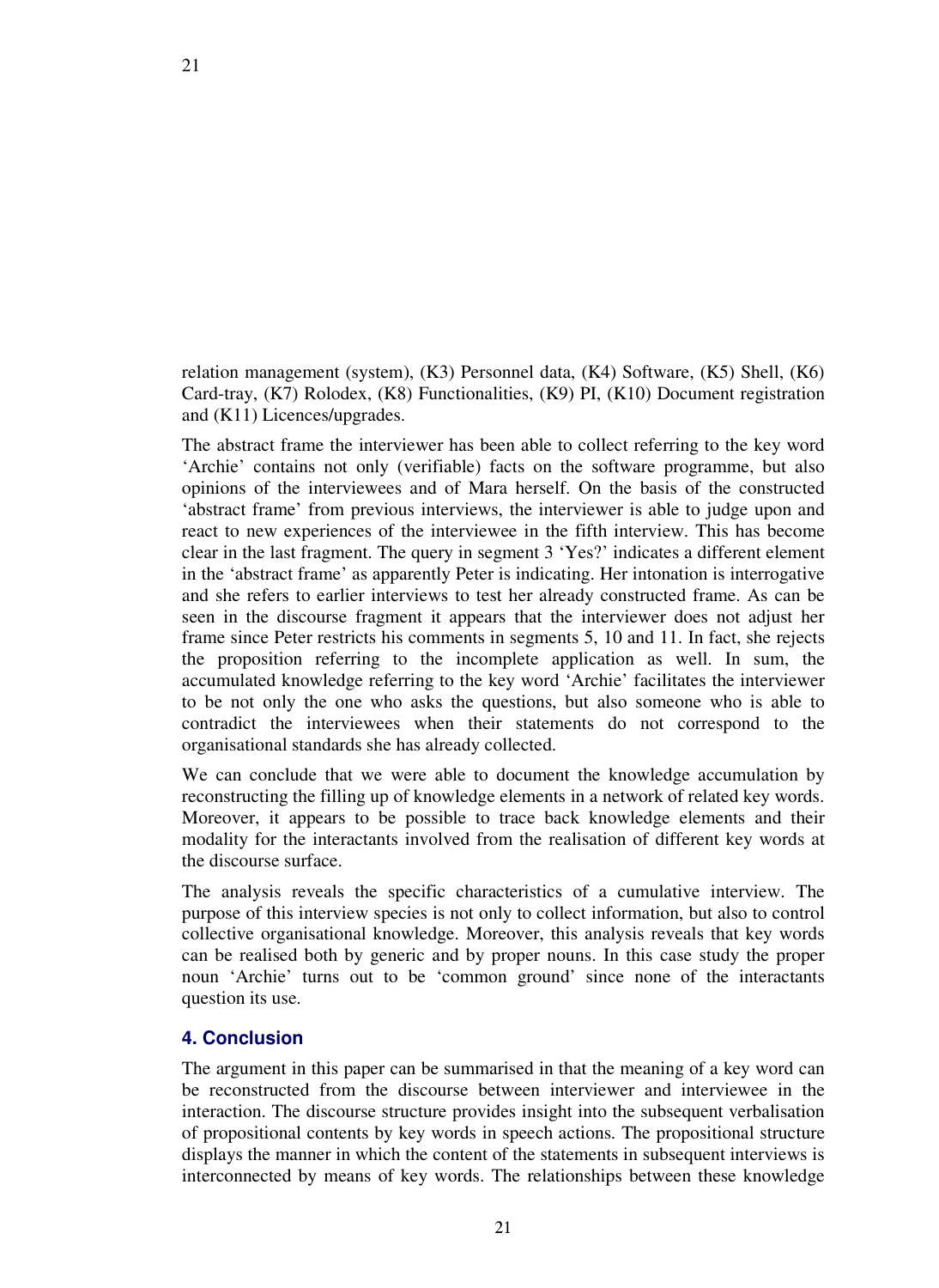relation management (system), (K3) Personnel data, (K4) Software, (K5) Shell, (K6) Card-tray, (K7) Rolodex, (K8) Functionalities, (K9) PI, (K10) Document registration and (K11) Licences/upgrades.

The abstract frame the interviewer has been able to collect referring to the key word 'Archie' contains not only (verifiable) facts on the software programme, but also opinions of the interviewees and of Mara herself. On the basis of the constructed 'abstract frame' from previous interviews, the interviewer is able to judge upon and react to new experiences of the interviewee in the fifth interview. This has become clear in the last fragment. The query in segment 3 'Yes?' indicates a different element in the 'abstract frame' as apparently Peter is indicating. Her intonation is interrogative and she refers to earlier interviews to test her already constructed frame. As can be seen in the discourse fragment it appears that the interviewer does not adjust her frame since Peter restricts his comments in segments 5, 10 and 11. In fact, she rejects the proposition referring to the incomplete application as well. In sum, the accumulated knowledge referring to the key word 'Archie' facilitates the interviewer to be not only the one who asks the questions, but also someone who is able to contradict the interviewees when their statements do not correspond to the organisational standards she has already collected.

We can conclude that we were able to document the knowledge accumulation by reconstructing the filling up of knowledge elements in a network of related key words. Moreover, it appears to be possible to trace back knowledge elements and their modality for the interactants involved from the realisation of different key words at the discourse surface.

The analysis reveals the specific characteristics of a cumulative interview. The purpose of this interview species is not only to collect information, but also to control collective organisational knowledge. Moreover, this analysis reveals that key words can be realised both by generic and by proper nouns. In this case study the proper noun 'Archie' turns out to be 'common ground' since none of the interactants question its use.

## 4. Conclusion

The argument in this paper can be summarised in that the meaning of a key word can be reconstructed from the discourse between interviewer and interviewee in the interaction. The discourse structure provides insight into the subsequent verbalisation of propositional contents by key words in speech actions. The propositional structure displays the manner in which the content of the statements in subsequent interviews is interconnected by means of key words. The relationships between these knowledge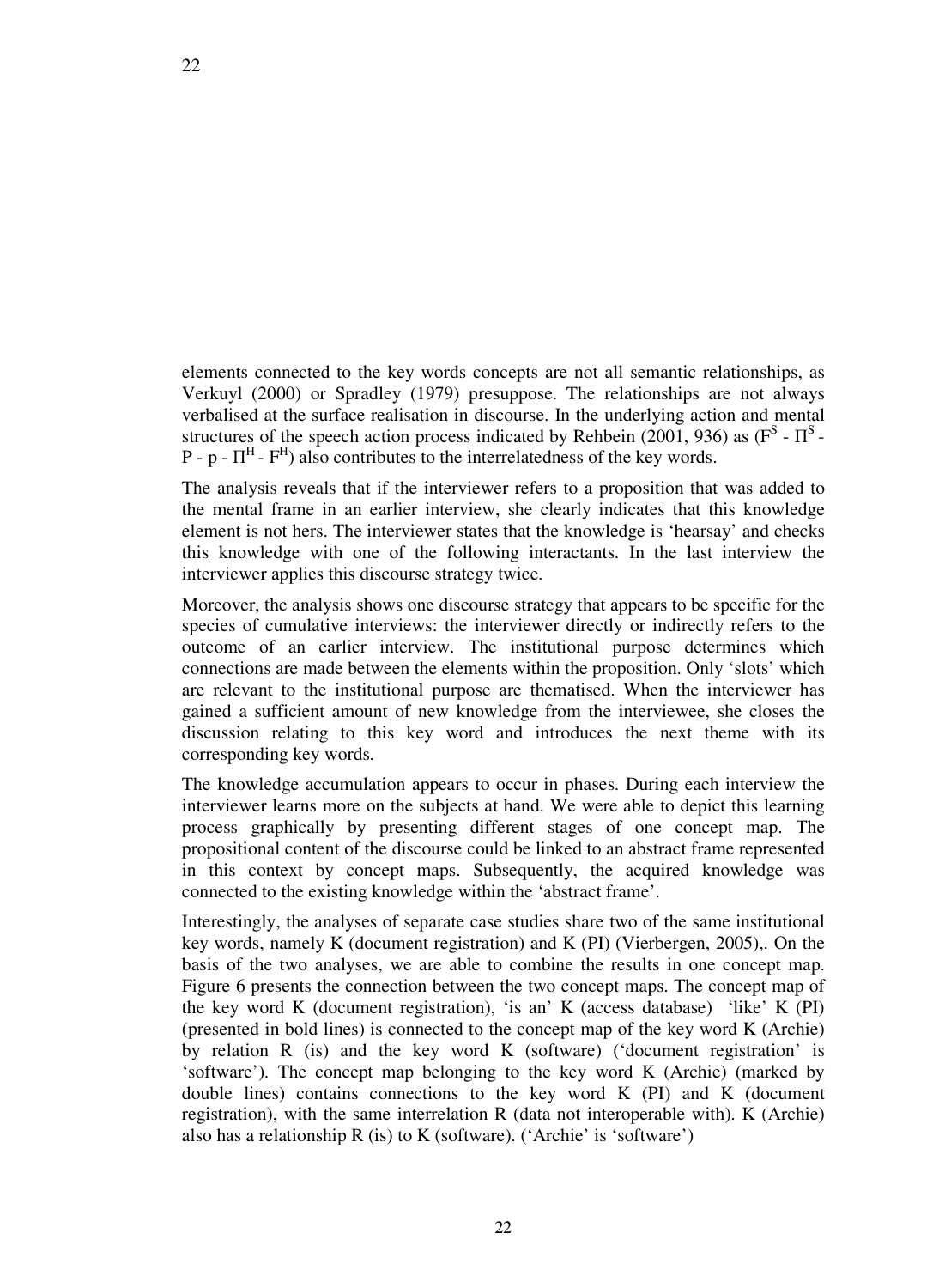elements connected to the key words concepts are not all semantic relationships, as Verkuyl (2000) or Spradley (1979) presuppose. The relationships are not always verbalised at the surface realisation in discourse. In the underlying action and mental structures of the speech action process indicated by Rehbein (2001, 936) as ($F^S$ - $\Pi^S$ - P - p - $\Pi^H$ - $F^H$) also contributes to the interrelatedness of the key words.

The analysis reveals that if the interviewer refers to a proposition that was added to the mental frame in an earlier interview, she clearly indicates that this knowledge element is not hers. The interviewer states that the knowledge is 'hearsay' and checks this knowledge with one of the following interactants. In the last interview the interviewer applies this discourse strategy twice.

Moreover, the analysis shows one discourse strategy that appears to be specific for the species of cumulative interviews: the interviewer directly or indirectly refers to the outcome of an earlier interview. The institutional purpose determines which connections are made between the elements within the proposition. Only 'slots' which are relevant to the institutional purpose are thematised. When the interviewer has gained a sufficient amount of new knowledge from the interviewee, she closes the discussion relating to this key word and introduces the next theme with its corresponding key words.

The knowledge accumulation appears to occur in phases. During each interview the interviewer learns more on the subjects at hand. We were able to depict this learning process graphically by presenting different stages of one concept map. The propositional content of the discourse could be linked to an abstract frame represented in this context by concept maps. Subsequently, the acquired knowledge was connected to the existing knowledge within the 'abstract frame'.

Interestingly, the analyses of separate case studies share two of the same institutional key words, namely K (document registration) and K (PI) (Vierbergen, 2005),. On the basis of the two analyses, we are able to combine the results in one concept map. Figure 6 presents the connection between the two concept maps. The concept map of the key word K (document registration), 'is an' K (access database) 'like' K (PI) (presented in bold lines) is connected to the concept map of the key word K (Archie) by relation R (is) and the key word K (software) ('document registration' is 'software'). The concept map belonging to the key word K (Archie) (marked by double lines) contains connections to the key word K (PI) and K (document registration), with the same interrelation R (data not interoperable with). K (Archie) also has a relationship R (is) to K (software). ('Archie' is 'software')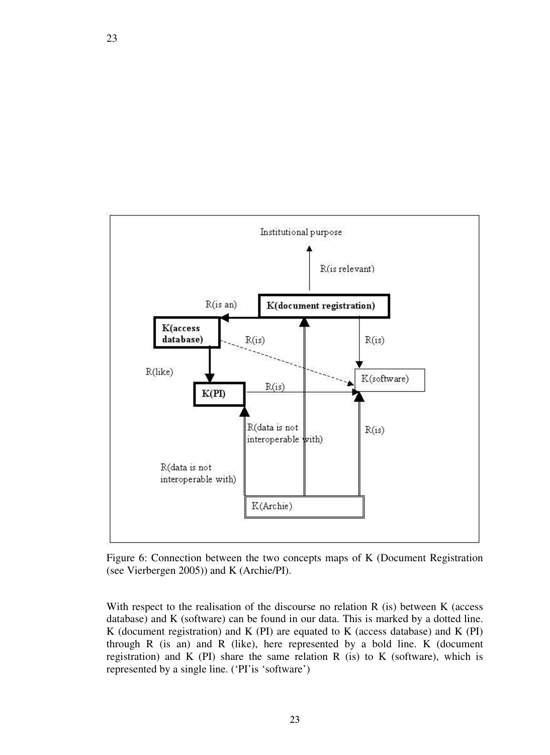Figure 6: Connection between the two concepts maps of K (Document Registration (see Vierbergen 2005)) and K (Archie/PI).

With respect to the realisation of the discourse no relation R (is) between K (access database) and K (software) can be found in our data. This is marked by a dotted line. K (document registration) and K (PI) are equated to K (access database) and K (PI) through R (is an) and R (like), here represented by a bold line. K (document registration) and K (PI) share the same relation R (is) to K (software), which is represented by a single line. ('PI'is 'software')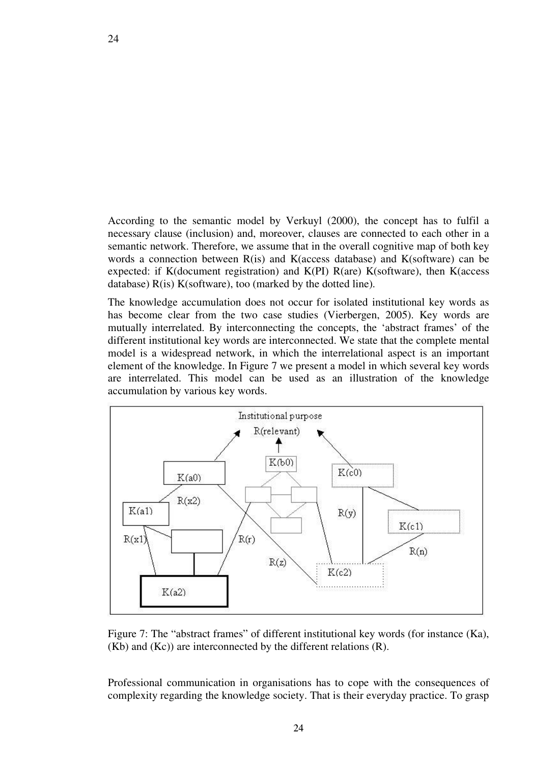According to the semantic model by Verkuyl (2000), the concept has to fulfil a necessary clause (inclusion) and, moreover, clauses are connected to each other in a semantic network. Therefore, we assume that in the overall cognitive map of both key words a connection between R(is) and K(access database) and K(software) can be expected: if K(document registration) and K(PI) R(are) K(software), then K(access database) R(is) K(software), too (marked by the dotted line).

The knowledge accumulation does not occur for isolated institutional key words as has become clear from the two case studies (Vierbergen, 2005). Key words are mutually interrelated. By interconnecting the concepts, the 'abstract frames' of the different institutional key words are interconnected. We state that the complete mental model is a widespread network, in which the interrelational aspect is an important element of the knowledge. In Figure 7 we present a model in which several key words are interrelated. This model can be used as an illustration of the knowledge accumulation by various key words.

Figure 7: The "abstract frames" of different institutional key words (for instance (Ka), (Kb) and (Kc)) are interconnected by the different relations (R).

Professional communication in organisations has to cope with the consequences of complexity regarding the knowledge society. That is their everyday practice. To grasp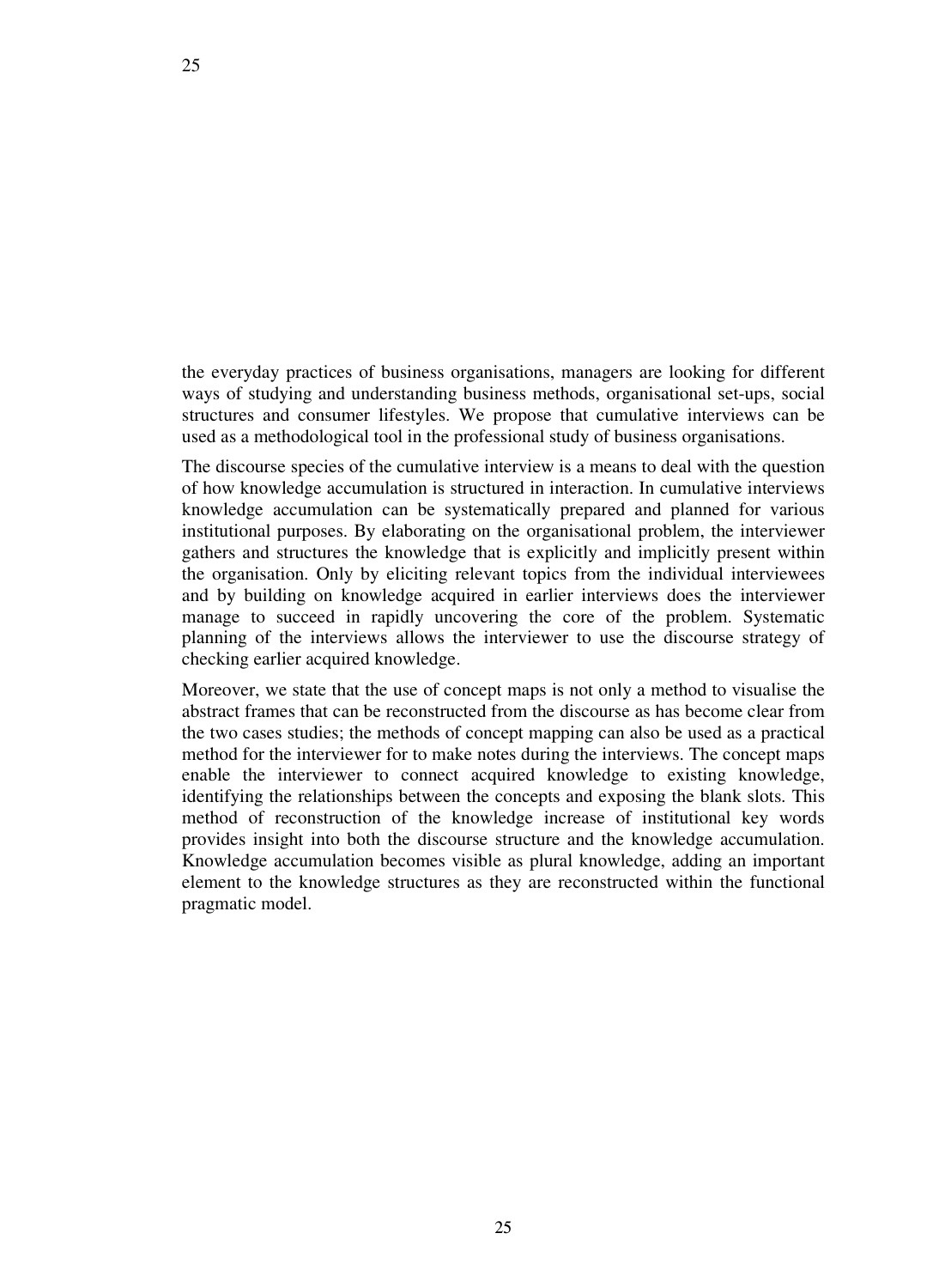the everyday practices of business organisations, managers are looking for different ways of studying and understanding business methods, organisational set-ups, social structures and consumer lifestyles. We propose that cumulative interviews can be used as a methodological tool in the professional study of business organisations.

The discourse species of the cumulative interview is a means to deal with the question of how knowledge accumulation is structured in interaction. In cumulative interviews knowledge accumulation can be systematically prepared and planned for various institutional purposes. By elaborating on the organisational problem, the interviewer gathers and structures the knowledge that is explicitly and implicitly present within the organisation. Only by eliciting relevant topics from the individual interviewees and by building on knowledge acquired in earlier interviews does the interviewer manage to succeed in rapidly uncovering the core of the problem. Systematic planning of the interviews allows the interviewer to use the discourse strategy of checking earlier acquired knowledge.

Moreover, we state that the use of concept maps is not only a method to visualise the abstract frames that can be reconstructed from the discourse as has become clear from the two cases studies; the methods of concept mapping can also be used as a practical method for the interviewer for to make notes during the interviews. The concept maps enable the interviewer to connect acquired knowledge to existing knowledge, identifying the relationships between the concepts and exposing the blank slots. This method of reconstruction of the knowledge increase of institutional key words provides insight into both the discourse structure and the knowledge accumulation. Knowledge accumulation becomes visible as plural knowledge, adding an important element to the knowledge structures as they are reconstructed within the functional pragmatic model.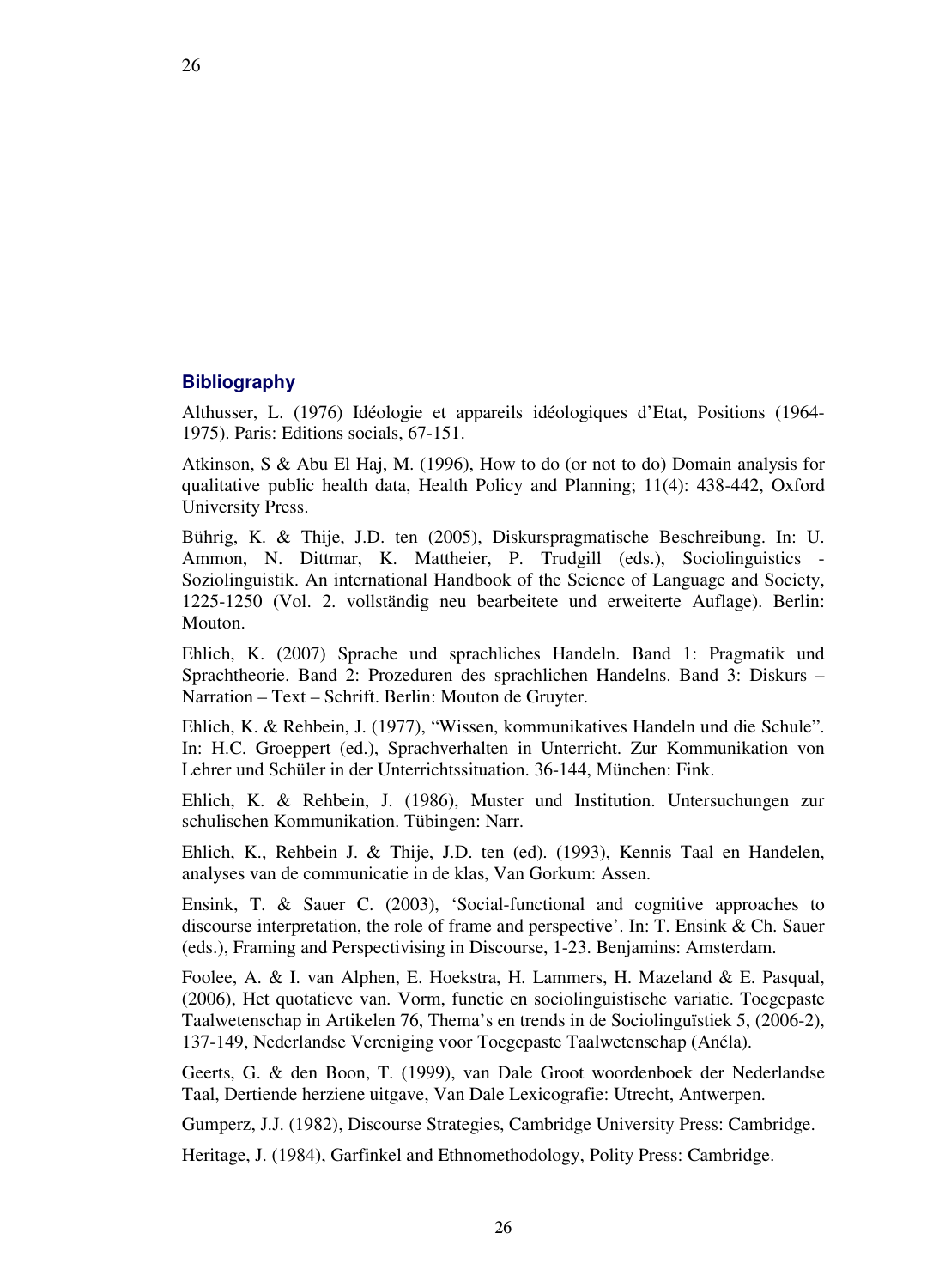## Bibliography

Althusser, L. (1976) Idéologie et appareils idéologiques d'Etat, Positions (1964-1975). Paris: Editions socials, 67-151.

Atkinson, S & Abu El Haj, M. (1996), How to do (or not to do) Domain analysis for qualitative public health data, Health Policy and Planning; 11(4): 438-442, Oxford University Press.

Bührig, K. & Thije, J.D. ten (2005), Diskurspragmatische Beschreibung. In: U. Ammon, N. Dittmar, K. Mattheier, P. Trudgill (eds.), Sociolinguistics - Soziolinguistik. An international Handbook of the Science of Language and Society, 1225-1250 (Vol. 2. vollständig neu bearbeitete und erweiterte Auflage). Berlin: Mouton.

Ehlich, K. (2007) Sprache und sprachliches Handeln. Band 1: Pragmatik und Sprachtheorie. Band 2: Prozeduren des sprachlichen Handelns. Band 3: Diskurs – Narration – Text – Schrift. Berlin: Mouton de Gruyter.

Ehlich, K. & Rehbein, J. (1977), "Wissen, kommunikatives Handeln und die Schule". In: H.C. Groeppert (ed.), Sprachverhalten in Unterricht. Zur Kommunikation von Lehrer und Schüler in der Unterrichtssituation. 36-144, München: Fink.

Ehlich, K. & Rehbein, J. (1986), Muster und Institution. Untersuchungen zur schulischen Kommunikation. Tübingen: Narr.

Ehlich, K., Rehbein J. & Thije, J.D. ten (ed). (1993), Kennis Taal en Handelen, analyses van de communicatie in de klas, Van Gorkum: Assen.

Ensink, T. & Sauer C. (2003), 'Social-functional and cognitive approaches to discourse interpretation, the role of frame and perspective'. In: T. Ensink & Ch. Sauer (eds.), Framing and Perspectivising in Discourse, 1-23. Benjamins: Amsterdam.

Foolee, A. & I. van Alphen, E. Hoekstra, H. Lammers, H. Mazeland & E. Pasqual, (2006), Het quotatieve van. Vorm, functie en sociolinguistische variatie. Toegepaste Taalwetenschap in Artikelen 76, Thema's en trends in de Sociolinguïstiek 5, (2006-2), 137-149, Nederlandse Vereniging voor Toegepaste Taalwetenschap (Anéla).

Geerts, G. & den Boon, T. (1999), van Dale Groot woordenboek der Nederlandse Taal, Dertiende herziene uitgave, Van Dale Lexicografie: Utrecht, Antwerpen.

Gumperz, J.J. (1982), Discourse Strategies, Cambridge University Press: Cambridge.

Heritage, J. (1984), Garfinkel and Ethnomethodology, Polity Press: Cambridge.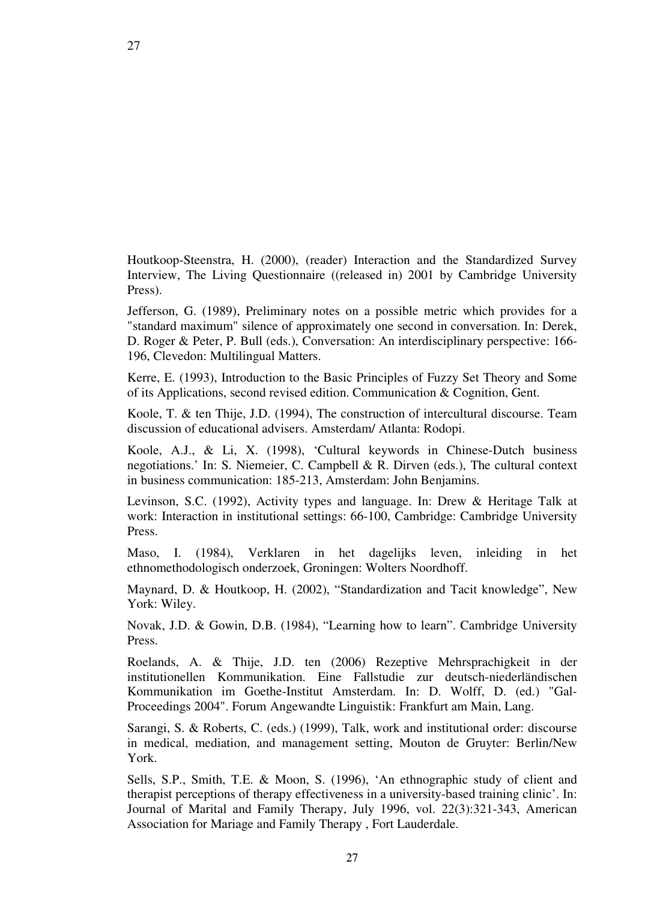Houtkoop-Steenstra, H. (2000), (reader) Interaction and the Standardized Survey Interview, The Living Questionnaire ((released in) 2001 by Cambridge University Press).

Jefferson, G. (1989), Preliminary notes on a possible metric which provides for a "standard maximum" silence of approximately one second in conversation. In: Derek, D. Roger & Peter, P. Bull (eds.), Conversation: An interdisciplinary perspective: 166-196, Clevedon: Multilingual Matters.

Kerre, E. (1993), Introduction to the Basic Principles of Fuzzy Set Theory and Some of its Applications, second revised edition. Communication & Cognition, Gent.

Koole, T. & ten Thije, J.D. (1994), The construction of intercultural discourse. Team discussion of educational advisers. Amsterdam/ Atlanta: Rodopi.

Koole, A.J., & Li, X. (1998), 'Cultural keywords in Chinese-Dutch business negotiations.' In: S. Niemeier, C. Campbell & R. Dirven (eds.), The cultural context in business communication: 185-213, Amsterdam: John Benjamins.

Levinson, S.C. (1992), Activity types and language. In: Drew & Heritage Talk at work: Interaction in institutional settings: 66-100, Cambridge: Cambridge University Press.

Maso, I. (1984), Verklaren in het dagelijks leven, inleiding in het ethnomethodologisch onderzoek, Groningen: Wolters Noordhoff.

Maynard, D. & Houtkoop, H. (2002), "Standardization and Tacit knowledge", New York: Wiley.

Novak, J.D. & Gowin, D.B. (1984), "Learning how to learn". Cambridge University Press.

Roelands, A. & Thije, J.D. ten (2006) Rezeptive Mehrsprachigkeit in der institutionellen Kommunikation. Eine Fallstudie zur deutsch-niederländischen Kommunikation im Goethe-Institut Amsterdam. In: D. Wolff, D. (ed.) "Gal-Proceedings 2004". Forum Angewandte Linguistik: Frankfurt am Main, Lang.

Sarangi, S. & Roberts, C. (eds.) (1999), Talk, work and institutional order: discourse in medical, mediation, and management setting, Mouton de Gruyter: Berlin/New York.

Sells, S.P., Smith, T.E. & Moon, S. (1996), 'An ethnographic study of client and therapist perceptions of therapy effectiveness in a university-based training clinic'. In: Journal of Marital and Family Therapy, July 1996, vol. 22(3):321-343, American Association for Mariage and Family Therapy , Fort Lauderdale.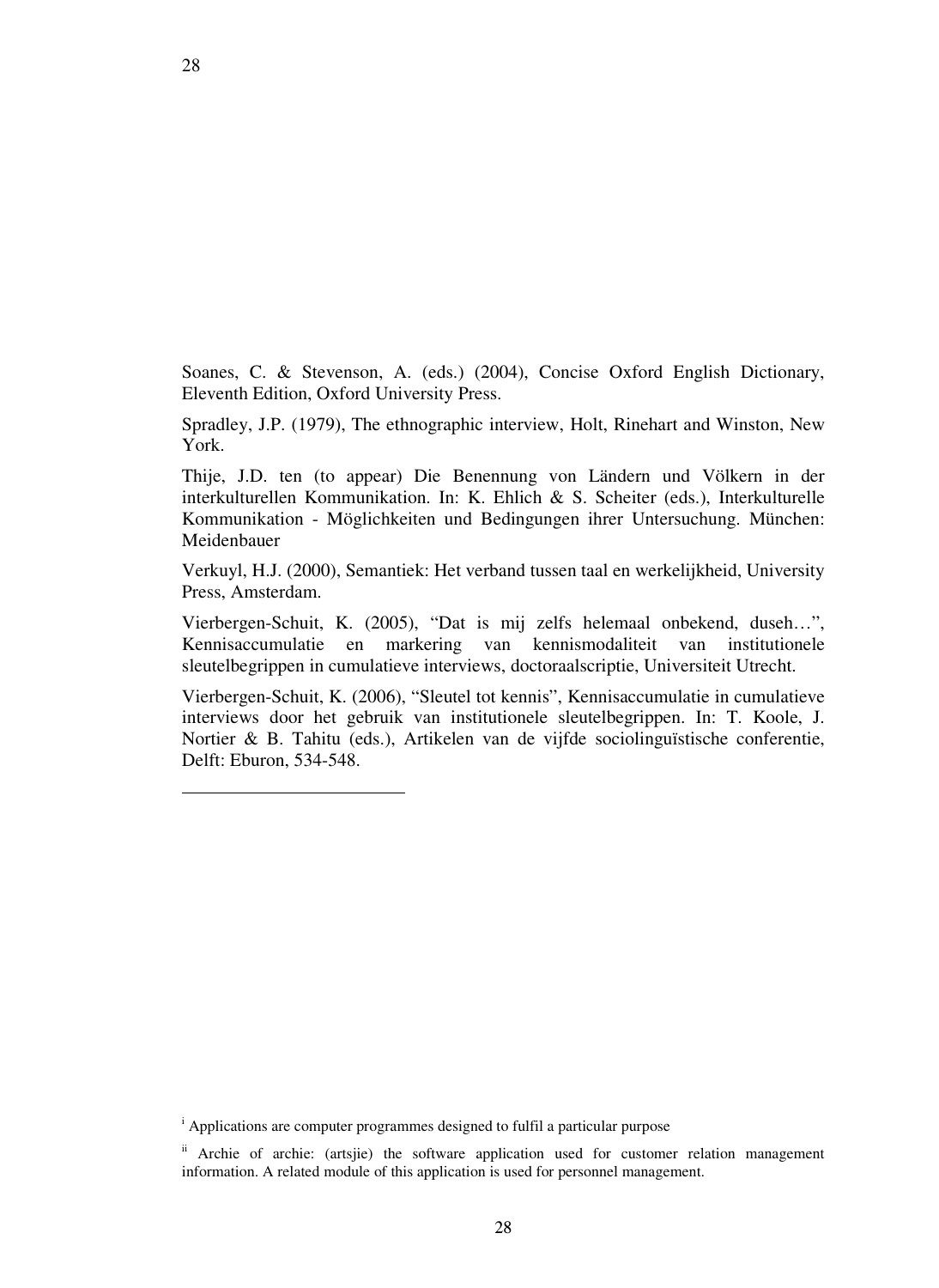Soanes, C. & Stevenson, A. (eds.) (2004), Concise Oxford English Dictionary, Eleventh Edition, Oxford University Press.

Spradley, J.P. (1979), The ethnographic interview, Holt, Rinehart and Winston, New York.

Thije, J.D. ten (to appear) Die Benennung von Ländern und Völkern in der interkulturellen Kommunikation. In: K. Ehlich & S. Scheiter (eds.), Interkulturelle Kommunikation - Möglichkeiten und Bedingungen ihrer Untersuchung. München: Meidenbauer

Verkuyl, H.J. (2000), Semantiek: Het verband tussen taal en werkelijkheid, University Press, Amsterdam.

Vierbergen-Schuit, K. (2005), "Dat is mij zelfs helemaal onbekend, duseh…", Kennisaccumulatie en markering van kennismodaliteit van institutionele sleutelbegrippen in cumulatieve interviews, doctoraalscriptie, Universiteit Utrecht.

Vierbergen-Schuit, K. (2006), "Sleutel tot kennis", Kennisaccumulatie in cumulatieve interviews door het gebruik van institutionele sleutelbegrippen. In: T. Koole, J. Nortier & B. Tahitu (eds.), Artikelen van de vijfde sociolinguïstische conferentie, Delft: Eburon, 534-548.

---

[i] Applications are computer programmes designed to fulfil a particular purpose

[ii] Archie of archie: (artsjie) the software application used for customer relation management information. A related module of this application is used for personnel management.